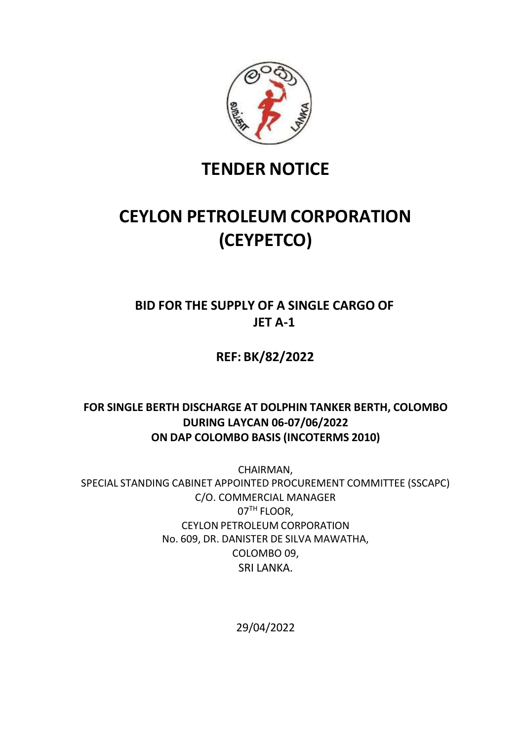# TENDER NOTICE

# CEYLON PETROLEUM CORPORATION (CEYPETCO)

## BID FOR THE SUPPLY OF A SINGLE CARGO OF JET A-1

## REF: BK/82/2022

### FOR SINGLE BERTH DISCHARGE AT DOLPHIN TANKER BERTH, COLOMBO DURING LAYCAN 06-07/06/2022 ON DAP COLOMBO BASIS (INCOTERMS 2010)

CHAIRMAN,
SPECIAL STANDING CABINET APPOINTED PROCUREMENT COMMITTEE (SSCAPC)
C/O. COMMERCIAL MANAGER
07TH FLOOR,
CEYLON PETROLEUM CORPORATION
No. 609, DR. DANISTER DE SILVA MAWATHA,
COLOMBO 09,
SRI LANKA.

29/04/2022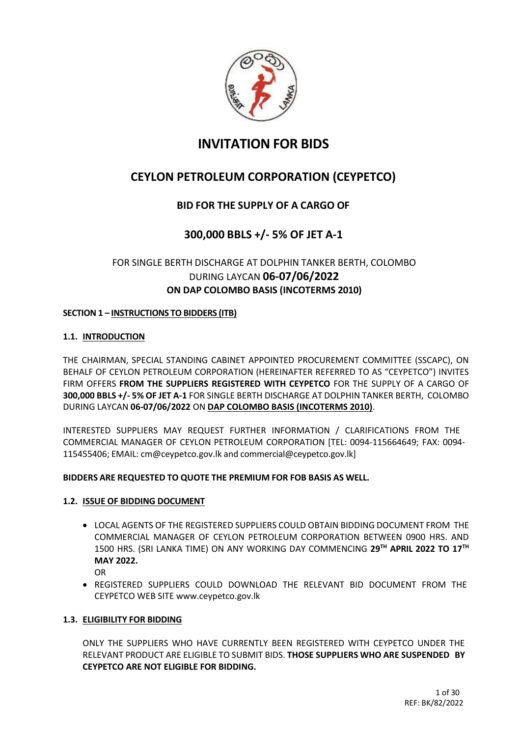# INVITATION FOR BIDS

## CEYLON PETROLEUM CORPORATION (CEYPETCO)

### BID FOR THE SUPPLY OF A CARGO OF

### 300,000 BBLS +/- 5% OF JET A-1

FOR SINGLE BERTH DISCHARGE AT DOLPHIN TANKER BERTH, COLOMBO
DURING LAYCAN **06-07/06/2022**
**ON DAP COLOMBO BASIS (INCOTERMS 2010)**

**SECTION 1 – INSTRUCTIONS TO BIDDERS (ITB)**

**1.1. INTRODUCTION**

THE CHAIRMAN, SPECIAL STANDING CABINET APPOINTED PROCUREMENT COMMITTEE (SSCAPC), ON BEHALF OF CEYLON PETROLEUM CORPORATION (HEREINAFTER REFERRED TO AS "CEYPETCO") INVITES FIRM OFFERS **FROM THE SUPPLIERS REGISTERED WITH CEYPETCO** FOR THE SUPPLY OF A CARGO OF **300,000 BBLS +/- 5% OF JET A-1** FOR SINGLE BERTH DISCHARGE AT DOLPHIN TANKER BERTH, COLOMBO DURING LAYCAN **06-07/06/2022** ON **DAP COLOMBO BASIS (INCOTERMS 2010)**.

INTERESTED SUPPLIERS MAY REQUEST FURTHER INFORMATION / CLARIFICATIONS FROM THE COMMERCIAL MANAGER OF CEYLON PETROLEUM CORPORATION [TEL: 0094-115664649; FAX: 0094-115455406; EMAIL: cm@ceypetco.gov.lk and commercial@ceypetco.gov.lk]

**BIDDERS ARE REQUESTED TO QUOTE THE PREMIUM FOR FOB BASIS AS WELL.**

**1.2. ISSUE OF BIDDING DOCUMENT**

- LOCAL AGENTS OF THE REGISTERED SUPPLIERS COULD OBTAIN BIDDING DOCUMENT FROM THE COMMERCIAL MANAGER OF CEYLON PETROLEUM CORPORATION BETWEEN 0900 HRS. AND 1500 HRS. (SRI LANKA TIME) ON ANY WORKING DAY COMMENCING **29TH APRIL 2022 TO 17TH MAY 2022.**

  OR

- REGISTERED SUPPLIERS COULD DOWNLOAD THE RELEVANT BID DOCUMENT FROM THE CEYPETCO WEB SITE www.ceypetco.gov.lk

**1.3. ELIGIBILITY FOR BIDDING**

ONLY THE SUPPLIERS WHO HAVE CURRENTLY BEEN REGISTERED WITH CEYPETCO UNDER THE RELEVANT PRODUCT ARE ELIGIBLE TO SUBMIT BIDS. **THOSE SUPPLIERS WHO ARE SUSPENDED BY CEYPETCO ARE NOT ELIGIBLE FOR BIDDING.**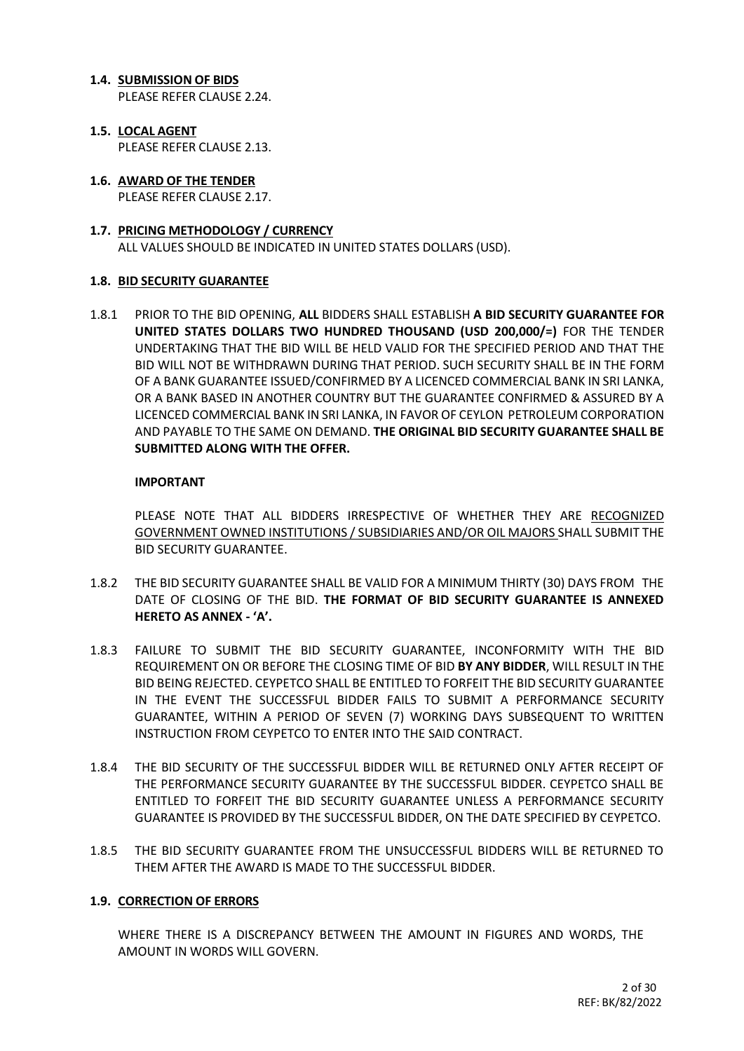### 1.4. SUBMISSION OF BIDS

PLEASE REFER CLAUSE 2.24.

### 1.5. LOCAL AGENT

PLEASE REFER CLAUSE 2.13.

### 1.6. AWARD OF THE TENDER

PLEASE REFER CLAUSE 2.17.

### 1.7. PRICING METHODOLOGY / CURRENCY

ALL VALUES SHOULD BE INDICATED IN UNITED STATES DOLLARS (USD).

### 1.8. BID SECURITY GUARANTEE

1.8.1 PRIOR TO THE BID OPENING, **ALL** BIDDERS SHALL ESTABLISH **A BID SECURITY GUARANTEE FOR UNITED STATES DOLLARS TWO HUNDRED THOUSAND (USD 200,000/=)** FOR THE TENDER UNDERTAKING THAT THE BID WILL BE HELD VALID FOR THE SPECIFIED PERIOD AND THAT THE BID WILL NOT BE WITHDRAWN DURING THAT PERIOD. SUCH SECURITY SHALL BE IN THE FORM OF A BANK GUARANTEE ISSUED/CONFIRMED BY A LICENCED COMMERCIAL BANK IN SRI LANKA, OR A BANK BASED IN ANOTHER COUNTRY BUT THE GUARANTEE CONFIRMED & ASSURED BY A LICENCED COMMERCIAL BANK IN SRI LANKA, IN FAVOR OF CEYLON PETROLEUM CORPORATION AND PAYABLE TO THE SAME ON DEMAND. **THE ORIGINAL BID SECURITY GUARANTEE SHALL BE SUBMITTED ALONG WITH THE OFFER.**

**IMPORTANT**

PLEASE NOTE THAT ALL BIDDERS IRRESPECTIVE OF WHETHER THEY ARE RECOGNIZED GOVERNMENT OWNED INSTITUTIONS / SUBSIDIARIES AND/OR OIL MAJORS SHALL SUBMIT THE BID SECURITY GUARANTEE.

1.8.2 THE BID SECURITY GUARANTEE SHALL BE VALID FOR A MINIMUM THIRTY (30) DAYS FROM THE DATE OF CLOSING OF THE BID. **THE FORMAT OF BID SECURITY GUARANTEE IS ANNEXED HERETO AS ANNEX - 'A'.**

1.8.3 FAILURE TO SUBMIT THE BID SECURITY GUARANTEE, INCONFORMITY WITH THE BID REQUIREMENT ON OR BEFORE THE CLOSING TIME OF BID **BY ANY BIDDER**, WILL RESULT IN THE BID BEING REJECTED. CEYPETCO SHALL BE ENTITLED TO FORFEIT THE BID SECURITY GUARANTEE IN THE EVENT THE SUCCESSFUL BIDDER FAILS TO SUBMIT A PERFORMANCE SECURITY GUARANTEE, WITHIN A PERIOD OF SEVEN (7) WORKING DAYS SUBSEQUENT TO WRITTEN INSTRUCTION FROM CEYPETCO TO ENTER INTO THE SAID CONTRACT.

1.8.4 THE BID SECURITY OF THE SUCCESSFUL BIDDER WILL BE RETURNED ONLY AFTER RECEIPT OF THE PERFORMANCE SECURITY GUARANTEE BY THE SUCCESSFUL BIDDER. CEYPETCO SHALL BE ENTITLED TO FORFEIT THE BID SECURITY GUARANTEE UNLESS A PERFORMANCE SECURITY GUARANTEE IS PROVIDED BY THE SUCCESSFUL BIDDER, ON THE DATE SPECIFIED BY CEYPETCO.

1.8.5 THE BID SECURITY GUARANTEE FROM THE UNSUCCESSFUL BIDDERS WILL BE RETURNED TO THEM AFTER THE AWARD IS MADE TO THE SUCCESSFUL BIDDER.

### 1.9. CORRECTION OF ERRORS

WHERE THERE IS A DISCREPANCY BETWEEN THE AMOUNT IN FIGURES AND WORDS, THE AMOUNT IN WORDS WILL GOVERN.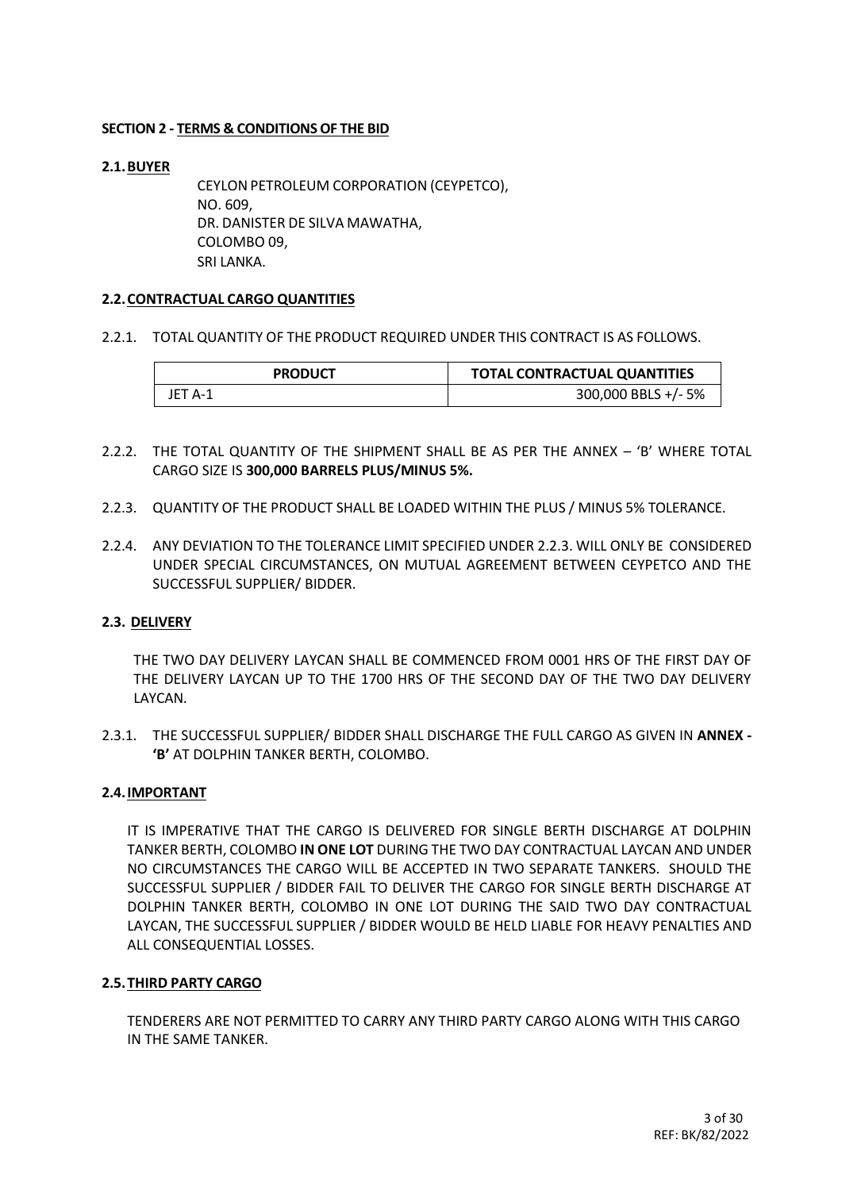## SECTION 2 - TERMS & CONDITIONS OF THE BID

### 2.1. BUYER

CEYLON PETROLEUM CORPORATION (CEYPETCO),
NO. 609,
DR. DANISTER DE SILVA MAWATHA,
COLOMBO 09,
SRI LANKA.

### 2.2. CONTRACTUAL CARGO QUANTITIES

2.2.1. TOTAL QUANTITY OF THE PRODUCT REQUIRED UNDER THIS CONTRACT IS AS FOLLOWS.

| PRODUCT | TOTAL CONTRACTUAL QUANTITIES |
|---|---|
| JET A-1 | 300,000 BBLS +/- 5% |

2.2.2. THE TOTAL QUANTITY OF THE SHIPMENT SHALL BE AS PER THE ANNEX – 'B' WHERE TOTAL CARGO SIZE IS **300,000 BARRELS PLUS/MINUS 5%.**

2.2.3. QUANTITY OF THE PRODUCT SHALL BE LOADED WITHIN THE PLUS / MINUS 5% TOLERANCE.

2.2.4. ANY DEVIATION TO THE TOLERANCE LIMIT SPECIFIED UNDER 2.2.3. WILL ONLY BE CONSIDERED UNDER SPECIAL CIRCUMSTANCES, ON MUTUAL AGREEMENT BETWEEN CEYPETCO AND THE SUCCESSFUL SUPPLIER/ BIDDER.

### 2.3. DELIVERY

THE TWO DAY DELIVERY LAYCAN SHALL BE COMMENCED FROM 0001 HRS OF THE FIRST DAY OF THE DELIVERY LAYCAN UP TO THE 1700 HRS OF THE SECOND DAY OF THE TWO DAY DELIVERY LAYCAN.

2.3.1. THE SUCCESSFUL SUPPLIER/ BIDDER SHALL DISCHARGE THE FULL CARGO AS GIVEN IN **ANNEX - 'B'** AT DOLPHIN TANKER BERTH, COLOMBO.

### 2.4. IMPORTANT

IT IS IMPERATIVE THAT THE CARGO IS DELIVERED FOR SINGLE BERTH DISCHARGE AT DOLPHIN TANKER BERTH, COLOMBO **IN ONE LOT** DURING THE TWO DAY CONTRACTUAL LAYCAN AND UNDER NO CIRCUMSTANCES THE CARGO WILL BE ACCEPTED IN TWO SEPARATE TANKERS. SHOULD THE SUCCESSFUL SUPPLIER / BIDDER FAIL TO DELIVER THE CARGO FOR SINGLE BERTH DISCHARGE AT DOLPHIN TANKER BERTH, COLOMBO IN ONE LOT DURING THE SAID TWO DAY CONTRACTUAL LAYCAN, THE SUCCESSFUL SUPPLIER / BIDDER WOULD BE HELD LIABLE FOR HEAVY PENALTIES AND ALL CONSEQUENTIAL LOSSES.

### 2.5. THIRD PARTY CARGO

TENDERERS ARE NOT PERMITTED TO CARRY ANY THIRD PARTY CARGO ALONG WITH THIS CARGO IN THE SAME TANKER.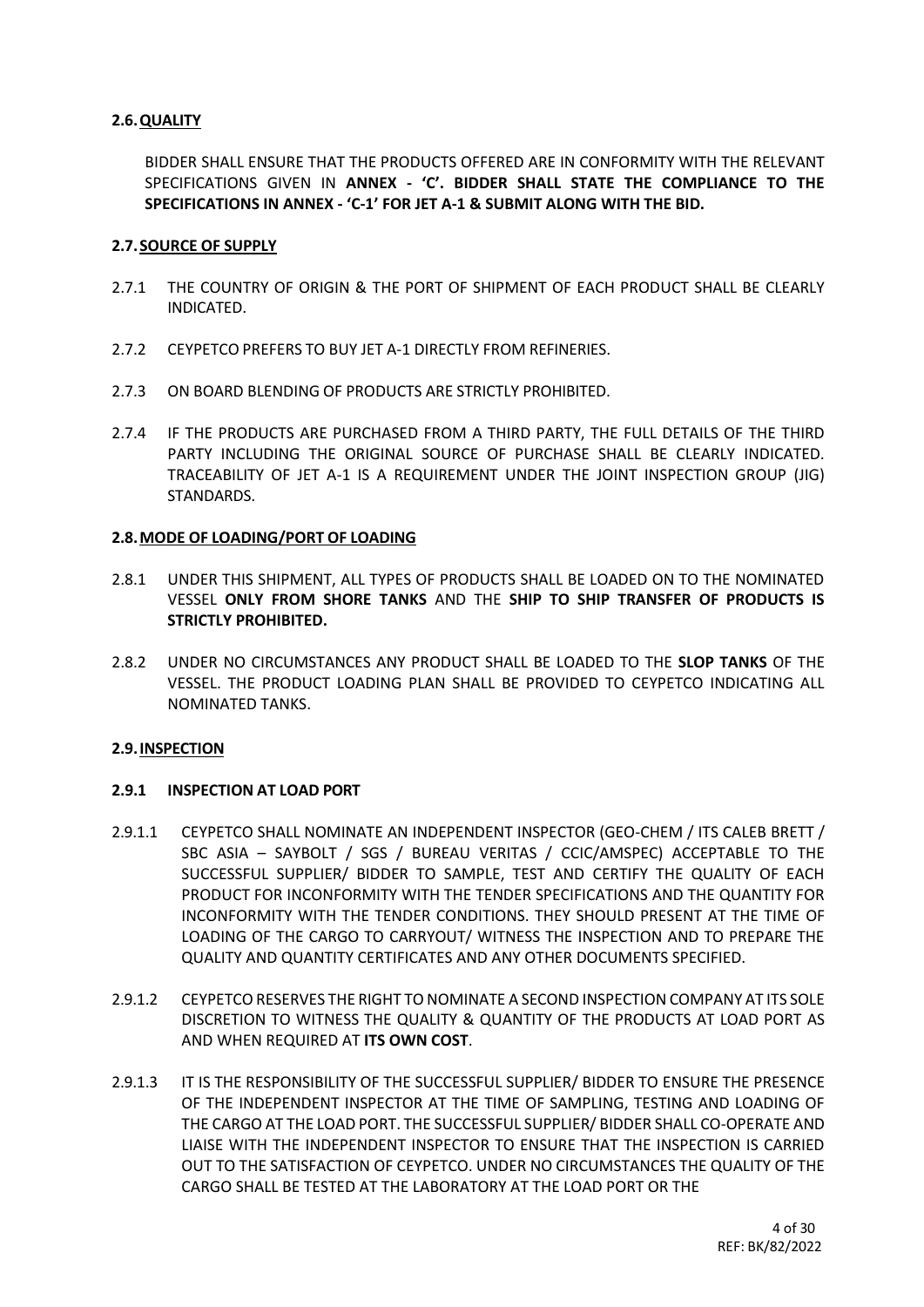## 2.6. QUALITY

BIDDER SHALL ENSURE THAT THE PRODUCTS OFFERED ARE IN CONFORMITY WITH THE RELEVANT SPECIFICATIONS GIVEN IN **ANNEX - 'C'. BIDDER SHALL STATE THE COMPLIANCE TO THE SPECIFICATIONS IN ANNEX - 'C-1' FOR JET A-1 & SUBMIT ALONG WITH THE BID.**

## 2.7. SOURCE OF SUPPLY

2.7.1 THE COUNTRY OF ORIGIN & THE PORT OF SHIPMENT OF EACH PRODUCT SHALL BE CLEARLY INDICATED.

2.7.2 CEYPETCO PREFERS TO BUY JET A-1 DIRECTLY FROM REFINERIES.

2.7.3 ON BOARD BLENDING OF PRODUCTS ARE STRICTLY PROHIBITED.

2.7.4 IF THE PRODUCTS ARE PURCHASED FROM A THIRD PARTY, THE FULL DETAILS OF THE THIRD PARTY INCLUDING THE ORIGINAL SOURCE OF PURCHASE SHALL BE CLEARLY INDICATED. TRACEABILITY OF JET A-1 IS A REQUIREMENT UNDER THE JOINT INSPECTION GROUP (JIG) STANDARDS.

## 2.8. MODE OF LOADING/PORT OF LOADING

2.8.1 UNDER THIS SHIPMENT, ALL TYPES OF PRODUCTS SHALL BE LOADED ON TO THE NOMINATED VESSEL **ONLY FROM SHORE TANKS** AND THE **SHIP TO SHIP TRANSFER OF PRODUCTS IS STRICTLY PROHIBITED.**

2.8.2 UNDER NO CIRCUMSTANCES ANY PRODUCT SHALL BE LOADED TO THE **SLOP TANKS** OF THE VESSEL. THE PRODUCT LOADING PLAN SHALL BE PROVIDED TO CEYPETCO INDICATING ALL NOMINATED TANKS.

## 2.9. INSPECTION

### 2.9.1 INSPECTION AT LOAD PORT

2.9.1.1 CEYPETCO SHALL NOMINATE AN INDEPENDENT INSPECTOR (GEO-CHEM / ITS CALEB BRETT / SBC ASIA – SAYBOLT / SGS / BUREAU VERITAS / CCIC/AMSPEC) ACCEPTABLE TO THE SUCCESSFUL SUPPLIER/ BIDDER TO SAMPLE, TEST AND CERTIFY THE QUALITY OF EACH PRODUCT FOR INCONFORMITY WITH THE TENDER SPECIFICATIONS AND THE QUANTITY FOR INCONFORMITY WITH THE TENDER CONDITIONS. THEY SHOULD PRESENT AT THE TIME OF LOADING OF THE CARGO TO CARRYOUT/ WITNESS THE INSPECTION AND TO PREPARE THE QUALITY AND QUANTITY CERTIFICATES AND ANY OTHER DOCUMENTS SPECIFIED.

2.9.1.2 CEYPETCO RESERVES THE RIGHT TO NOMINATE A SECOND INSPECTION COMPANY AT ITS SOLE DISCRETION TO WITNESS THE QUALITY & QUANTITY OF THE PRODUCTS AT LOAD PORT AS AND WHEN REQUIRED AT **ITS OWN COST**.

2.9.1.3 IT IS THE RESPONSIBILITY OF THE SUCCESSFUL SUPPLIER/ BIDDER TO ENSURE THE PRESENCE OF THE INDEPENDENT INSPECTOR AT THE TIME OF SAMPLING, TESTING AND LOADING OF THE CARGO AT THE LOAD PORT. THE SUCCESSFUL SUPPLIER/ BIDDER SHALL CO-OPERATE AND LIAISE WITH THE INDEPENDENT INSPECTOR TO ENSURE THAT THE INSPECTION IS CARRIED OUT TO THE SATISFACTION OF CEYPETCO. UNDER NO CIRCUMSTANCES THE QUALITY OF THE CARGO SHALL BE TESTED AT THE LABORATORY AT THE LOAD PORT OR THE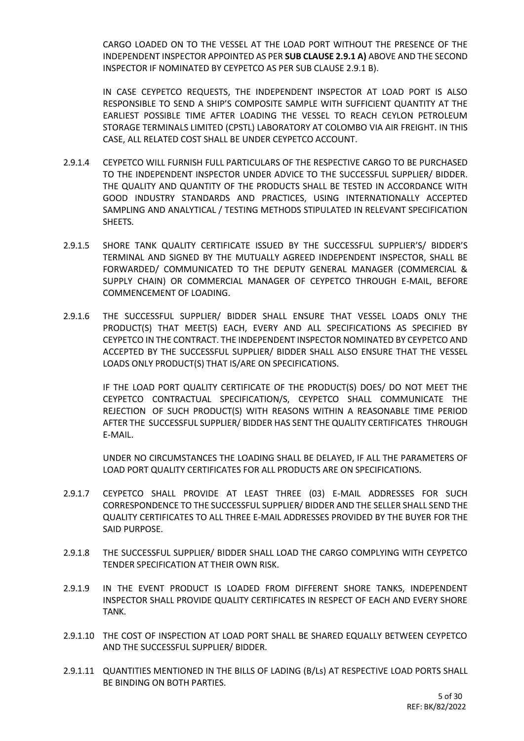CARGO LOADED ON TO THE VESSEL AT THE LOAD PORT WITHOUT THE PRESENCE OF THE INDEPENDENT INSPECTOR APPOINTED AS PER **SUB CLAUSE 2.9.1 A)** ABOVE AND THE SECOND INSPECTOR IF NOMINATED BY CEYPETCO AS PER SUB CLAUSE 2.9.1 B).

IN CASE CEYPETCO REQUESTS, THE INDEPENDENT INSPECTOR AT LOAD PORT IS ALSO RESPONSIBLE TO SEND A SHIP'S COMPOSITE SAMPLE WITH SUFFICIENT QUANTITY AT THE EARLIEST POSSIBLE TIME AFTER LOADING THE VESSEL TO REACH CEYLON PETROLEUM STORAGE TERMINALS LIMITED (CPSTL) LABORATORY AT COLOMBO VIA AIR FREIGHT. IN THIS CASE, ALL RELATED COST SHALL BE UNDER CEYPETCO ACCOUNT.

2.9.1.4 CEYPETCO WILL FURNISH FULL PARTICULARS OF THE RESPECTIVE CARGO TO BE PURCHASED TO THE INDEPENDENT INSPECTOR UNDER ADVICE TO THE SUCCESSFUL SUPPLIER/ BIDDER. THE QUALITY AND QUANTITY OF THE PRODUCTS SHALL BE TESTED IN ACCORDANCE WITH GOOD INDUSTRY STANDARDS AND PRACTICES, USING INTERNATIONALLY ACCEPTED SAMPLING AND ANALYTICAL / TESTING METHODS STIPULATED IN RELEVANT SPECIFICATION SHEETS.

2.9.1.5 SHORE TANK QUALITY CERTIFICATE ISSUED BY THE SUCCESSFUL SUPPLIER'S/ BIDDER'S TERMINAL AND SIGNED BY THE MUTUALLY AGREED INDEPENDENT INSPECTOR, SHALL BE FORWARDED/ COMMUNICATED TO THE DEPUTY GENERAL MANAGER (COMMERCIAL & SUPPLY CHAIN) OR COMMERCIAL MANAGER OF CEYPETCO THROUGH E-MAIL, BEFORE COMMENCEMENT OF LOADING.

2.9.1.6 THE SUCCESSFUL SUPPLIER/ BIDDER SHALL ENSURE THAT VESSEL LOADS ONLY THE PRODUCT(S) THAT MEET(S) EACH, EVERY AND ALL SPECIFICATIONS AS SPECIFIED BY CEYPETCO IN THE CONTRACT. THE INDEPENDENT INSPECTOR NOMINATED BY CEYPETCO AND ACCEPTED BY THE SUCCESSFUL SUPPLIER/ BIDDER SHALL ALSO ENSURE THAT THE VESSEL LOADS ONLY PRODUCT(S) THAT IS/ARE ON SPECIFICATIONS.

IF THE LOAD PORT QUALITY CERTIFICATE OF THE PRODUCT(S) DOES/ DO NOT MEET THE CEYPETCO CONTRACTUAL SPECIFICATION/S, CEYPETCO SHALL COMMUNICATE THE REJECTION OF SUCH PRODUCT(S) WITH REASONS WITHIN A REASONABLE TIME PERIOD AFTER THE SUCCESSFUL SUPPLIER/ BIDDER HAS SENT THE QUALITY CERTIFICATES THROUGH E-MAIL.

UNDER NO CIRCUMSTANCES THE LOADING SHALL BE DELAYED, IF ALL THE PARAMETERS OF LOAD PORT QUALITY CERTIFICATES FOR ALL PRODUCTS ARE ON SPECIFICATIONS.

2.9.1.7 CEYPETCO SHALL PROVIDE AT LEAST THREE (03) E-MAIL ADDRESSES FOR SUCH CORRESPONDENCE TO THE SUCCESSFUL SUPPLIER/ BIDDER AND THE SELLER SHALL SEND THE QUALITY CERTIFICATES TO ALL THREE E-MAIL ADDRESSES PROVIDED BY THE BUYER FOR THE SAID PURPOSE.

2.9.1.8 THE SUCCESSFUL SUPPLIER/ BIDDER SHALL LOAD THE CARGO COMPLYING WITH CEYPETCO TENDER SPECIFICATION AT THEIR OWN RISK.

2.9.1.9 IN THE EVENT PRODUCT IS LOADED FROM DIFFERENT SHORE TANKS, INDEPENDENT INSPECTOR SHALL PROVIDE QUALITY CERTIFICATES IN RESPECT OF EACH AND EVERY SHORE TANK.

2.9.1.10 THE COST OF INSPECTION AT LOAD PORT SHALL BE SHARED EQUALLY BETWEEN CEYPETCO AND THE SUCCESSFUL SUPPLIER/ BIDDER.

2.9.1.11 QUANTITIES MENTIONED IN THE BILLS OF LADING (B/Ls) AT RESPECTIVE LOAD PORTS SHALL BE BINDING ON BOTH PARTIES.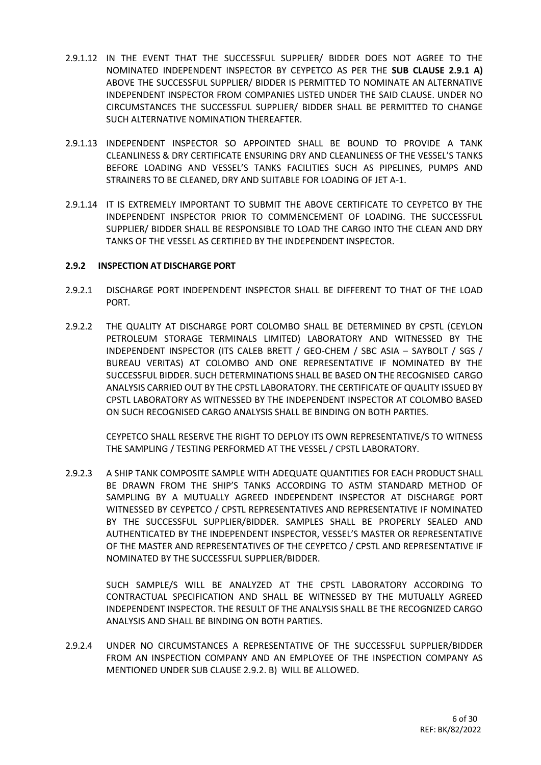2.9.1.12 IN THE EVENT THAT THE SUCCESSFUL SUPPLIER/ BIDDER DOES NOT AGREE TO THE NOMINATED INDEPENDENT INSPECTOR BY CEYPETCO AS PER THE **SUB CLAUSE 2.9.1 A)** ABOVE THE SUCCESSFUL SUPPLIER/ BIDDER IS PERMITTED TO NOMINATE AN ALTERNATIVE INDEPENDENT INSPECTOR FROM COMPANIES LISTED UNDER THE SAID CLAUSE. UNDER NO CIRCUMSTANCES THE SUCCESSFUL SUPPLIER/ BIDDER SHALL BE PERMITTED TO CHANGE SUCH ALTERNATIVE NOMINATION THEREAFTER.

2.9.1.13 INDEPENDENT INSPECTOR SO APPOINTED SHALL BE BOUND TO PROVIDE A TANK CLEANLINESS & DRY CERTIFICATE ENSURING DRY AND CLEANLINESS OF THE VESSEL'S TANKS BEFORE LOADING AND VESSEL'S TANKS FACILITIES SUCH AS PIPELINES, PUMPS AND STRAINERS TO BE CLEANED, DRY AND SUITABLE FOR LOADING OF JET A-1.

2.9.1.14 IT IS EXTREMELY IMPORTANT TO SUBMIT THE ABOVE CERTIFICATE TO CEYPETCO BY THE INDEPENDENT INSPECTOR PRIOR TO COMMENCEMENT OF LOADING. THE SUCCESSFUL SUPPLIER/ BIDDER SHALL BE RESPONSIBLE TO LOAD THE CARGO INTO THE CLEAN AND DRY TANKS OF THE VESSEL AS CERTIFIED BY THE INDEPENDENT INSPECTOR.

### 2.9.2 INSPECTION AT DISCHARGE PORT

2.9.2.1 DISCHARGE PORT INDEPENDENT INSPECTOR SHALL BE DIFFERENT TO THAT OF THE LOAD PORT.

2.9.2.2 THE QUALITY AT DISCHARGE PORT COLOMBO SHALL BE DETERMINED BY CPSTL (CEYLON PETROLEUM STORAGE TERMINALS LIMITED) LABORATORY AND WITNESSED BY THE INDEPENDENT INSPECTOR (ITS CALEB BRETT / GEO-CHEM / SBC ASIA – SAYBOLT / SGS / BUREAU VERITAS) AT COLOMBO AND ONE REPRESENTATIVE IF NOMINATED BY THE SUCCESSFUL BIDDER. SUCH DETERMINATIONS SHALL BE BASED ON THE RECOGNISED CARGO ANALYSIS CARRIED OUT BY THE CPSTL LABORATORY. THE CERTIFICATE OF QUALITY ISSUED BY CPSTL LABORATORY AS WITNESSED BY THE INDEPENDENT INSPECTOR AT COLOMBO BASED ON SUCH RECOGNISED CARGO ANALYSIS SHALL BE BINDING ON BOTH PARTIES.

CEYPETCO SHALL RESERVE THE RIGHT TO DEPLOY ITS OWN REPRESENTATIVE/S TO WITNESS THE SAMPLING / TESTING PERFORMED AT THE VESSEL / CPSTL LABORATORY.

2.9.2.3 A SHIP TANK COMPOSITE SAMPLE WITH ADEQUATE QUANTITIES FOR EACH PRODUCT SHALL BE DRAWN FROM THE SHIP'S TANKS ACCORDING TO ASTM STANDARD METHOD OF SAMPLING BY A MUTUALLY AGREED INDEPENDENT INSPECTOR AT DISCHARGE PORT WITNESSED BY CEYPETCO / CPSTL REPRESENTATIVES AND REPRESENTATIVE IF NOMINATED BY THE SUCCESSFUL SUPPLIER/BIDDER. SAMPLES SHALL BE PROPERLY SEALED AND AUTHENTICATED BY THE INDEPENDENT INSPECTOR, VESSEL'S MASTER OR REPRESENTATIVE OF THE MASTER AND REPRESENTATIVES OF THE CEYPETCO / CPSTL AND REPRESENTATIVE IF NOMINATED BY THE SUCCESSFUL SUPPLIER/BIDDER.

SUCH SAMPLE/S WILL BE ANALYZED AT THE CPSTL LABORATORY ACCORDING TO CONTRACTUAL SPECIFICATION AND SHALL BE WITNESSED BY THE MUTUALLY AGREED INDEPENDENT INSPECTOR. THE RESULT OF THE ANALYSIS SHALL BE THE RECOGNIZED CARGO ANALYSIS AND SHALL BE BINDING ON BOTH PARTIES.

2.9.2.4 UNDER NO CIRCUMSTANCES A REPRESENTATIVE OF THE SUCCESSFUL SUPPLIER/BIDDER FROM AN INSPECTION COMPANY AND AN EMPLOYEE OF THE INSPECTION COMPANY AS MENTIONED UNDER SUB CLAUSE 2.9.2. B) WILL BE ALLOWED.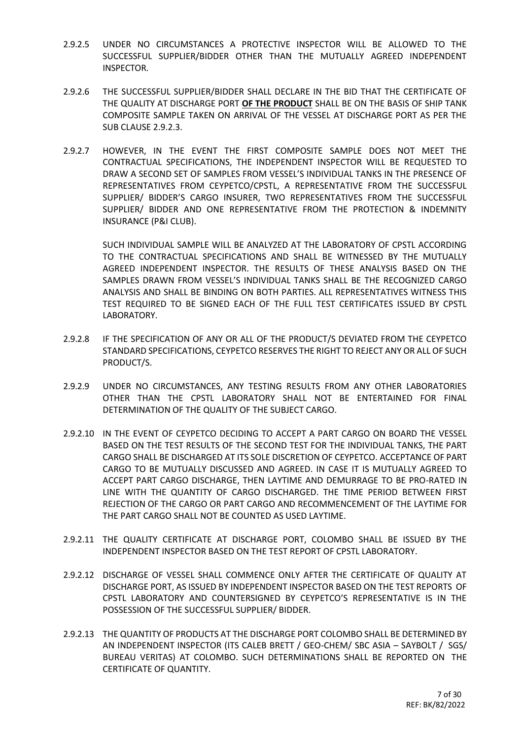2.9.2.5 UNDER NO CIRCUMSTANCES A PROTECTIVE INSPECTOR WILL BE ALLOWED TO THE SUCCESSFUL SUPPLIER/BIDDER OTHER THAN THE MUTUALLY AGREED INDEPENDENT INSPECTOR.

2.9.2.6 THE SUCCESSFUL SUPPLIER/BIDDER SHALL DECLARE IN THE BID THAT THE CERTIFICATE OF THE QUALITY AT DISCHARGE PORT **OF THE PRODUCT** SHALL BE ON THE BASIS OF SHIP TANK COMPOSITE SAMPLE TAKEN ON ARRIVAL OF THE VESSEL AT DISCHARGE PORT AS PER THE SUB CLAUSE 2.9.2.3.

2.9.2.7 HOWEVER, IN THE EVENT THE FIRST COMPOSITE SAMPLE DOES NOT MEET THE CONTRACTUAL SPECIFICATIONS, THE INDEPENDENT INSPECTOR WILL BE REQUESTED TO DRAW A SECOND SET OF SAMPLES FROM VESSEL'S INDIVIDUAL TANKS IN THE PRESENCE OF REPRESENTATIVES FROM CEYPETCO/CPSTL, A REPRESENTATIVE FROM THE SUCCESSFUL SUPPLIER/ BIDDER'S CARGO INSURER, TWO REPRESENTATIVES FROM THE SUCCESSFUL SUPPLIER/ BIDDER AND ONE REPRESENTATIVE FROM THE PROTECTION & INDEMNITY INSURANCE (P&I CLUB).

SUCH INDIVIDUAL SAMPLE WILL BE ANALYZED AT THE LABORATORY OF CPSTL ACCORDING TO THE CONTRACTUAL SPECIFICATIONS AND SHALL BE WITNESSED BY THE MUTUALLY AGREED INDEPENDENT INSPECTOR. THE RESULTS OF THESE ANALYSIS BASED ON THE SAMPLES DRAWN FROM VESSEL'S INDIVIDUAL TANKS SHALL BE THE RECOGNIZED CARGO ANALYSIS AND SHALL BE BINDING ON BOTH PARTIES. ALL REPRESENTATIVES WITNESS THIS TEST REQUIRED TO BE SIGNED EACH OF THE FULL TEST CERTIFICATES ISSUED BY CPSTL LABORATORY.

2.9.2.8 IF THE SPECIFICATION OF ANY OR ALL OF THE PRODUCT/S DEVIATED FROM THE CEYPETCO STANDARD SPECIFICATIONS, CEYPETCO RESERVES THE RIGHT TO REJECT ANY OR ALL OF SUCH PRODUCT/S.

2.9.2.9 UNDER NO CIRCUMSTANCES, ANY TESTING RESULTS FROM ANY OTHER LABORATORIES OTHER THAN THE CPSTL LABORATORY SHALL NOT BE ENTERTAINED FOR FINAL DETERMINATION OF THE QUALITY OF THE SUBJECT CARGO.

2.9.2.10 IN THE EVENT OF CEYPETCO DECIDING TO ACCEPT A PART CARGO ON BOARD THE VESSEL BASED ON THE TEST RESULTS OF THE SECOND TEST FOR THE INDIVIDUAL TANKS, THE PART CARGO SHALL BE DISCHARGED AT ITS SOLE DISCRETION OF CEYPETCO. ACCEPTANCE OF PART CARGO TO BE MUTUALLY DISCUSSED AND AGREED. IN CASE IT IS MUTUALLY AGREED TO ACCEPT PART CARGO DISCHARGE, THEN LAYTIME AND DEMURRAGE TO BE PRO-RATED IN LINE WITH THE QUANTITY OF CARGO DISCHARGED. THE TIME PERIOD BETWEEN FIRST REJECTION OF THE CARGO OR PART CARGO AND RECOMMENCEMENT OF THE LAYTIME FOR THE PART CARGO SHALL NOT BE COUNTED AS USED LAYTIME.

2.9.2.11 THE QUALITY CERTIFICATE AT DISCHARGE PORT, COLOMBO SHALL BE ISSUED BY THE INDEPENDENT INSPECTOR BASED ON THE TEST REPORT OF CPSTL LABORATORY.

2.9.2.12 DISCHARGE OF VESSEL SHALL COMMENCE ONLY AFTER THE CERTIFICATE OF QUALITY AT DISCHARGE PORT, AS ISSUED BY INDEPENDENT INSPECTOR BASED ON THE TEST REPORTS OF CPSTL LABORATORY AND COUNTERSIGNED BY CEYPETCO'S REPRESENTATIVE IS IN THE POSSESSION OF THE SUCCESSFUL SUPPLIER/ BIDDER.

2.9.2.13 THE QUANTITY OF PRODUCTS AT THE DISCHARGE PORT COLOMBO SHALL BE DETERMINED BY AN INDEPENDENT INSPECTOR (ITS CALEB BRETT / GEO-CHEM/ SBC ASIA – SAYBOLT / SGS/ BUREAU VERITAS) AT COLOMBO. SUCH DETERMINATIONS SHALL BE REPORTED ON THE CERTIFICATE OF QUANTITY.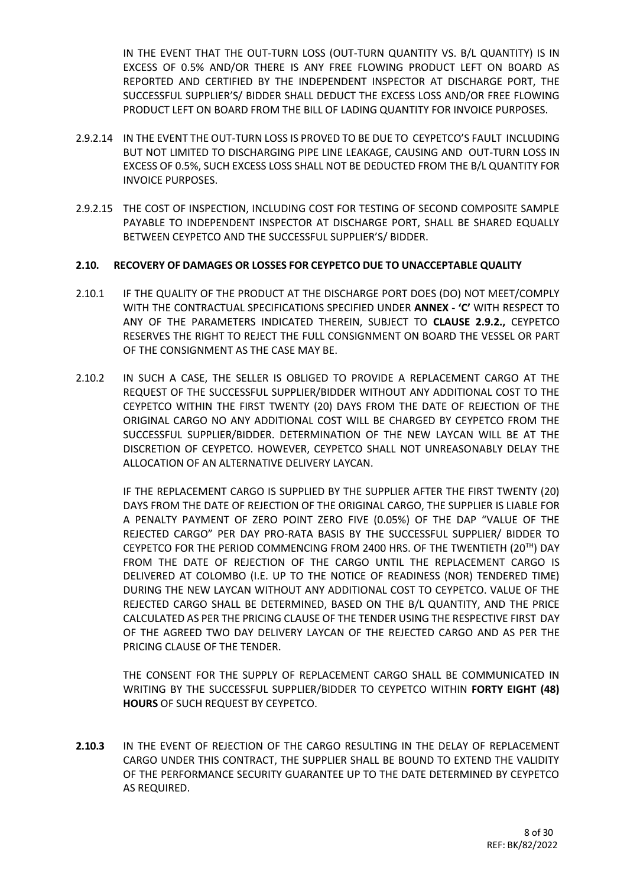IN THE EVENT THAT THE OUT-TURN LOSS (OUT-TURN QUANTITY VS. B/L QUANTITY) IS IN EXCESS OF 0.5% AND/OR THERE IS ANY FREE FLOWING PRODUCT LEFT ON BOARD AS REPORTED AND CERTIFIED BY THE INDEPENDENT INSPECTOR AT DISCHARGE PORT, THE SUCCESSFUL SUPPLIER'S/ BIDDER SHALL DEDUCT THE EXCESS LOSS AND/OR FREE FLOWING PRODUCT LEFT ON BOARD FROM THE BILL OF LADING QUANTITY FOR INVOICE PURPOSES.

2.9.2.14 IN THE EVENT THE OUT-TURN LOSS IS PROVED TO BE DUE TO CEYPETCO'S FAULT INCLUDING BUT NOT LIMITED TO DISCHARGING PIPE LINE LEAKAGE, CAUSING AND OUT-TURN LOSS IN EXCESS OF 0.5%, SUCH EXCESS LOSS SHALL NOT BE DEDUCTED FROM THE B/L QUANTITY FOR INVOICE PURPOSES.

2.9.2.15 THE COST OF INSPECTION, INCLUDING COST FOR TESTING OF SECOND COMPOSITE SAMPLE PAYABLE TO INDEPENDENT INSPECTOR AT DISCHARGE PORT, SHALL BE SHARED EQUALLY BETWEEN CEYPETCO AND THE SUCCESSFUL SUPPLIER'S/ BIDDER.

**2.10. RECOVERY OF DAMAGES OR LOSSES FOR CEYPETCO DUE TO UNACCEPTABLE QUALITY**

2.10.1 IF THE QUALITY OF THE PRODUCT AT THE DISCHARGE PORT DOES (DO) NOT MEET/COMPLY WITH THE CONTRACTUAL SPECIFICATIONS SPECIFIED UNDER **ANNEX - 'C'** WITH RESPECT TO ANY OF THE PARAMETERS INDICATED THEREIN, SUBJECT TO **CLAUSE 2.9.2.,** CEYPETCO RESERVES THE RIGHT TO REJECT THE FULL CONSIGNMENT ON BOARD THE VESSEL OR PART OF THE CONSIGNMENT AS THE CASE MAY BE.

2.10.2 IN SUCH A CASE, THE SELLER IS OBLIGED TO PROVIDE A REPLACEMENT CARGO AT THE REQUEST OF THE SUCCESSFUL SUPPLIER/BIDDER WITHOUT ANY ADDITIONAL COST TO THE CEYPETCO WITHIN THE FIRST TWENTY (20) DAYS FROM THE DATE OF REJECTION OF THE ORIGINAL CARGO NO ANY ADDITIONAL COST WILL BE CHARGED BY CEYPETCO FROM THE SUCCESSFUL SUPPLIER/BIDDER. DETERMINATION OF THE NEW LAYCAN WILL BE AT THE DISCRETION OF CEYPETCO. HOWEVER, CEYPETCO SHALL NOT UNREASONABLY DELAY THE ALLOCATION OF AN ALTERNATIVE DELIVERY LAYCAN.

IF THE REPLACEMENT CARGO IS SUPPLIED BY THE SUPPLIER AFTER THE FIRST TWENTY (20) DAYS FROM THE DATE OF REJECTION OF THE ORIGINAL CARGO, THE SUPPLIER IS LIABLE FOR A PENALTY PAYMENT OF ZERO POINT ZERO FIVE (0.05%) OF THE DAP "VALUE OF THE REJECTED CARGO" PER DAY PRO-RATA BASIS BY THE SUCCESSFUL SUPPLIER/ BIDDER TO CEYPETCO FOR THE PERIOD COMMENCING FROM 2400 HRS. OF THE TWENTIETH (20TH) DAY FROM THE DATE OF REJECTION OF THE CARGO UNTIL THE REPLACEMENT CARGO IS DELIVERED AT COLOMBO (I.E. UP TO THE NOTICE OF READINESS (NOR) TENDERED TIME) DURING THE NEW LAYCAN WITHOUT ANY ADDITIONAL COST TO CEYPETCO. VALUE OF THE REJECTED CARGO SHALL BE DETERMINED, BASED ON THE B/L QUANTITY, AND THE PRICE CALCULATED AS PER THE PRICING CLAUSE OF THE TENDER USING THE RESPECTIVE FIRST DAY OF THE AGREED TWO DAY DELIVERY LAYCAN OF THE REJECTED CARGO AND AS PER THE PRICING CLAUSE OF THE TENDER.

THE CONSENT FOR THE SUPPLY OF REPLACEMENT CARGO SHALL BE COMMUNICATED IN WRITING BY THE SUCCESSFUL SUPPLIER/BIDDER TO CEYPETCO WITHIN **FORTY EIGHT (48) HOURS** OF SUCH REQUEST BY CEYPETCO.

**2.10.3** IN THE EVENT OF REJECTION OF THE CARGO RESULTING IN THE DELAY OF REPLACEMENT CARGO UNDER THIS CONTRACT, THE SUPPLIER SHALL BE BOUND TO EXTEND THE VALIDITY OF THE PERFORMANCE SECURITY GUARANTEE UP TO THE DATE DETERMINED BY CEYPETCO AS REQUIRED.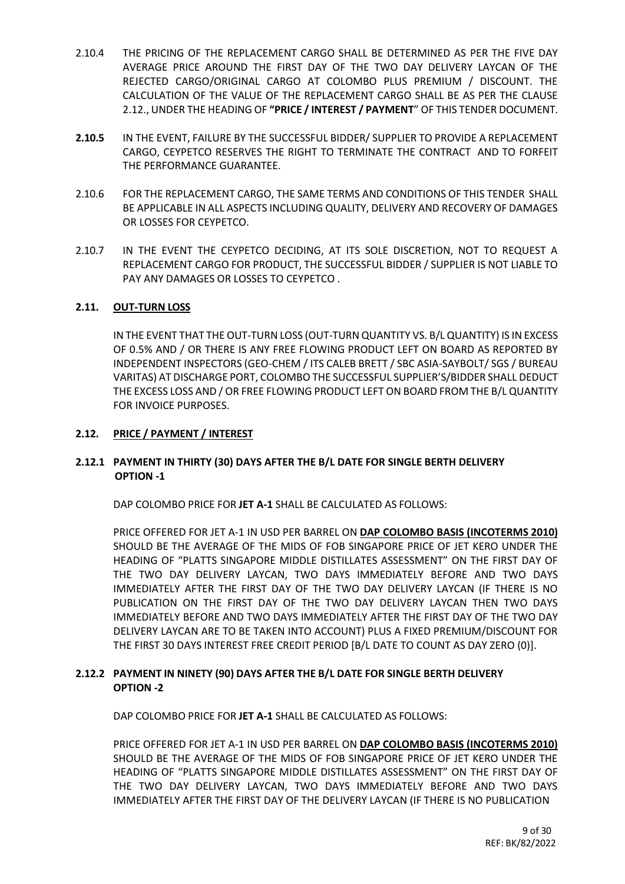2.10.4 THE PRICING OF THE REPLACEMENT CARGO SHALL BE DETERMINED AS PER THE FIVE DAY AVERAGE PRICE AROUND THE FIRST DAY OF THE TWO DAY DELIVERY LAYCAN OF THE REJECTED CARGO/ORIGINAL CARGO AT COLOMBO PLUS PREMIUM / DISCOUNT. THE CALCULATION OF THE VALUE OF THE REPLACEMENT CARGO SHALL BE AS PER THE CLAUSE 2.12., UNDER THE HEADING OF **"PRICE / INTEREST / PAYMENT"** OF THIS TENDER DOCUMENT.

**2.10.5** IN THE EVENT, FAILURE BY THE SUCCESSFUL BIDDER/ SUPPLIER TO PROVIDE A REPLACEMENT CARGO, CEYPETCO RESERVES THE RIGHT TO TERMINATE THE CONTRACT AND TO FORFEIT THE PERFORMANCE GUARANTEE.

2.10.6 FOR THE REPLACEMENT CARGO, THE SAME TERMS AND CONDITIONS OF THIS TENDER SHALL BE APPLICABLE IN ALL ASPECTS INCLUDING QUALITY, DELIVERY AND RECOVERY OF DAMAGES OR LOSSES FOR CEYPETCO.

2.10.7 IN THE EVENT THE CEYPETCO DECIDING, AT ITS SOLE DISCRETION, NOT TO REQUEST A REPLACEMENT CARGO FOR PRODUCT, THE SUCCESSFUL BIDDER / SUPPLIER IS NOT LIABLE TO PAY ANY DAMAGES OR LOSSES TO CEYPETCO .

## 2.11. OUT-TURN LOSS

IN THE EVENT THAT THE OUT-TURN LOSS (OUT-TURN QUANTITY VS. B/L QUANTITY) IS IN EXCESS OF 0.5% AND / OR THERE IS ANY FREE FLOWING PRODUCT LEFT ON BOARD AS REPORTED BY INDEPENDENT INSPECTORS (GEO-CHEM / ITS CALEB BRETT / SBC ASIA-SAYBOLT/ SGS / BUREAU VARITAS) AT DISCHARGE PORT, COLOMBO THE SUCCESSFUL SUPPLIER'S/BIDDER SHALL DEDUCT THE EXCESS LOSS AND / OR FREE FLOWING PRODUCT LEFT ON BOARD FROM THE B/L QUANTITY FOR INVOICE PURPOSES.

## 2.12. PRICE / PAYMENT / INTEREST

### 2.12.1 PAYMENT IN THIRTY (30) DAYS AFTER THE B/L DATE FOR SINGLE BERTH DELIVERY OPTION -1

DAP COLOMBO PRICE FOR **JET A-1** SHALL BE CALCULATED AS FOLLOWS:

PRICE OFFERED FOR JET A-1 IN USD PER BARREL ON **DAP COLOMBO BASIS (INCOTERMS 2010)** SHOULD BE THE AVERAGE OF THE MIDS OF FOB SINGAPORE PRICE OF JET KERO UNDER THE HEADING OF "PLATTS SINGAPORE MIDDLE DISTILLATES ASSESSMENT" ON THE FIRST DAY OF THE TWO DAY DELIVERY LAYCAN, TWO DAYS IMMEDIATELY BEFORE AND TWO DAYS IMMEDIATELY AFTER THE FIRST DAY OF THE TWO DAY DELIVERY LAYCAN (IF THERE IS NO PUBLICATION ON THE FIRST DAY OF THE TWO DAY DELIVERY LAYCAN THEN TWO DAYS IMMEDIATELY BEFORE AND TWO DAYS IMMEDIATELY AFTER THE FIRST DAY OF THE TWO DAY DELIVERY LAYCAN ARE TO BE TAKEN INTO ACCOUNT) PLUS A FIXED PREMIUM/DISCOUNT FOR THE FIRST 30 DAYS INTEREST FREE CREDIT PERIOD [B/L DATE TO COUNT AS DAY ZERO (0)].

### 2.12.2 PAYMENT IN NINETY (90) DAYS AFTER THE B/L DATE FOR SINGLE BERTH DELIVERY OPTION -2

DAP COLOMBO PRICE FOR **JET A-1** SHALL BE CALCULATED AS FOLLOWS:

PRICE OFFERED FOR JET A-1 IN USD PER BARREL ON **DAP COLOMBO BASIS (INCOTERMS 2010)** SHOULD BE THE AVERAGE OF THE MIDS OF FOB SINGAPORE PRICE OF JET KERO UNDER THE HEADING OF "PLATTS SINGAPORE MIDDLE DISTILLATES ASSESSMENT" ON THE FIRST DAY OF THE TWO DAY DELIVERY LAYCAN, TWO DAYS IMMEDIATELY BEFORE AND TWO DAYS IMMEDIATELY AFTER THE FIRST DAY OF THE DELIVERY LAYCAN (IF THERE IS NO PUBLICATION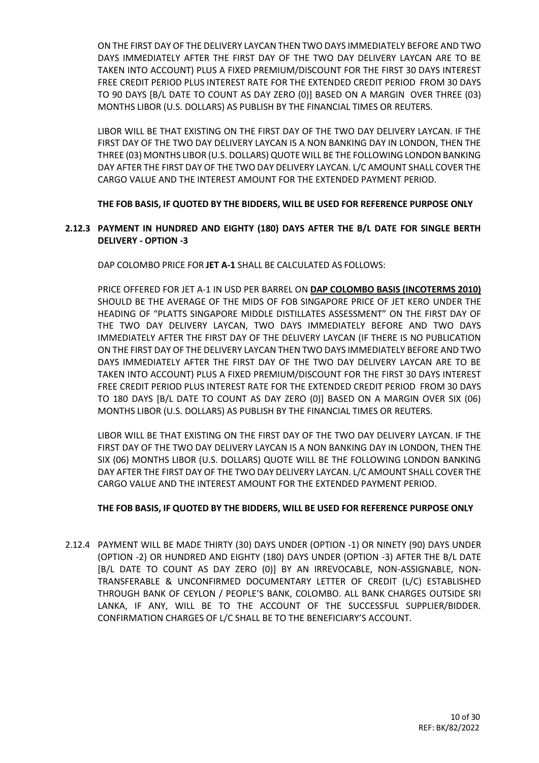ON THE FIRST DAY OF THE DELIVERY LAYCAN THEN TWO DAYS IMMEDIATELY BEFORE AND TWO DAYS IMMEDIATELY AFTER THE FIRST DAY OF THE TWO DAY DELIVERY LAYCAN ARE TO BE TAKEN INTO ACCOUNT) PLUS A FIXED PREMIUM/DISCOUNT FOR THE FIRST 30 DAYS INTEREST FREE CREDIT PERIOD PLUS INTEREST RATE FOR THE EXTENDED CREDIT PERIOD FROM 30 DAYS TO 90 DAYS [B/L DATE TO COUNT AS DAY ZERO (0)] BASED ON A MARGIN OVER THREE (03) MONTHS LIBOR (U.S. DOLLARS) AS PUBLISH BY THE FINANCIAL TIMES OR REUTERS.

LIBOR WILL BE THAT EXISTING ON THE FIRST DAY OF THE TWO DAY DELIVERY LAYCAN. IF THE FIRST DAY OF THE TWO DAY DELIVERY LAYCAN IS A NON BANKING DAY IN LONDON, THEN THE THREE (03) MONTHS LIBOR (U.S. DOLLARS) QUOTE WILL BE THE FOLLOWING LONDON BANKING DAY AFTER THE FIRST DAY OF THE TWO DAY DELIVERY LAYCAN. L/C AMOUNT SHALL COVER THE CARGO VALUE AND THE INTEREST AMOUNT FOR THE EXTENDED PAYMENT PERIOD.

**THE FOB BASIS, IF QUOTED BY THE BIDDERS, WILL BE USED FOR REFERENCE PURPOSE ONLY**

### 2.12.3 PAYMENT IN HUNDRED AND EIGHTY (180) DAYS AFTER THE B/L DATE FOR SINGLE BERTH DELIVERY - OPTION -3

DAP COLOMBO PRICE FOR **JET A-1** SHALL BE CALCULATED AS FOLLOWS:

PRICE OFFERED FOR JET A-1 IN USD PER BARREL ON **DAP COLOMBO BASIS (INCOTERMS 2010)** SHOULD BE THE AVERAGE OF THE MIDS OF FOB SINGAPORE PRICE OF JET KERO UNDER THE HEADING OF "PLATTS SINGAPORE MIDDLE DISTILLATES ASSESSMENT" ON THE FIRST DAY OF THE TWO DAY DELIVERY LAYCAN, TWO DAYS IMMEDIATELY BEFORE AND TWO DAYS IMMEDIATELY AFTER THE FIRST DAY OF THE DELIVERY LAYCAN (IF THERE IS NO PUBLICATION ON THE FIRST DAY OF THE DELIVERY LAYCAN THEN TWO DAYS IMMEDIATELY BEFORE AND TWO DAYS IMMEDIATELY AFTER THE FIRST DAY OF THE TWO DAY DELIVERY LAYCAN ARE TO BE TAKEN INTO ACCOUNT) PLUS A FIXED PREMIUM/DISCOUNT FOR THE FIRST 30 DAYS INTEREST FREE CREDIT PERIOD PLUS INTEREST RATE FOR THE EXTENDED CREDIT PERIOD FROM 30 DAYS TO 180 DAYS [B/L DATE TO COUNT AS DAY ZERO (0)] BASED ON A MARGIN OVER SIX (06) MONTHS LIBOR (U.S. DOLLARS) AS PUBLISH BY THE FINANCIAL TIMES OR REUTERS.

LIBOR WILL BE THAT EXISTING ON THE FIRST DAY OF THE TWO DAY DELIVERY LAYCAN. IF THE FIRST DAY OF THE TWO DAY DELIVERY LAYCAN IS A NON BANKING DAY IN LONDON, THEN THE SIX (06) MONTHS LIBOR (U.S. DOLLARS) QUOTE WILL BE THE FOLLOWING LONDON BANKING DAY AFTER THE FIRST DAY OF THE TWO DAY DELIVERY LAYCAN. L/C AMOUNT SHALL COVER THE CARGO VALUE AND THE INTEREST AMOUNT FOR THE EXTENDED PAYMENT PERIOD.

**THE FOB BASIS, IF QUOTED BY THE BIDDERS, WILL BE USED FOR REFERENCE PURPOSE ONLY**

2.12.4 PAYMENT WILL BE MADE THIRTY (30) DAYS UNDER (OPTION -1) OR NINETY (90) DAYS UNDER (OPTION -2) OR HUNDRED AND EIGHTY (180) DAYS UNDER (OPTION -3) AFTER THE B/L DATE [B/L DATE TO COUNT AS DAY ZERO (0)] BY AN IRREVOCABLE, NON-ASSIGNABLE, NON-TRANSFERABLE & UNCONFIRMED DOCUMENTARY LETTER OF CREDIT (L/C) ESTABLISHED THROUGH BANK OF CEYLON / PEOPLE'S BANK, COLOMBO. ALL BANK CHARGES OUTSIDE SRI LANKA, IF ANY, WILL BE TO THE ACCOUNT OF THE SUCCESSFUL SUPPLIER/BIDDER. CONFIRMATION CHARGES OF L/C SHALL BE TO THE BENEFICIARY'S ACCOUNT.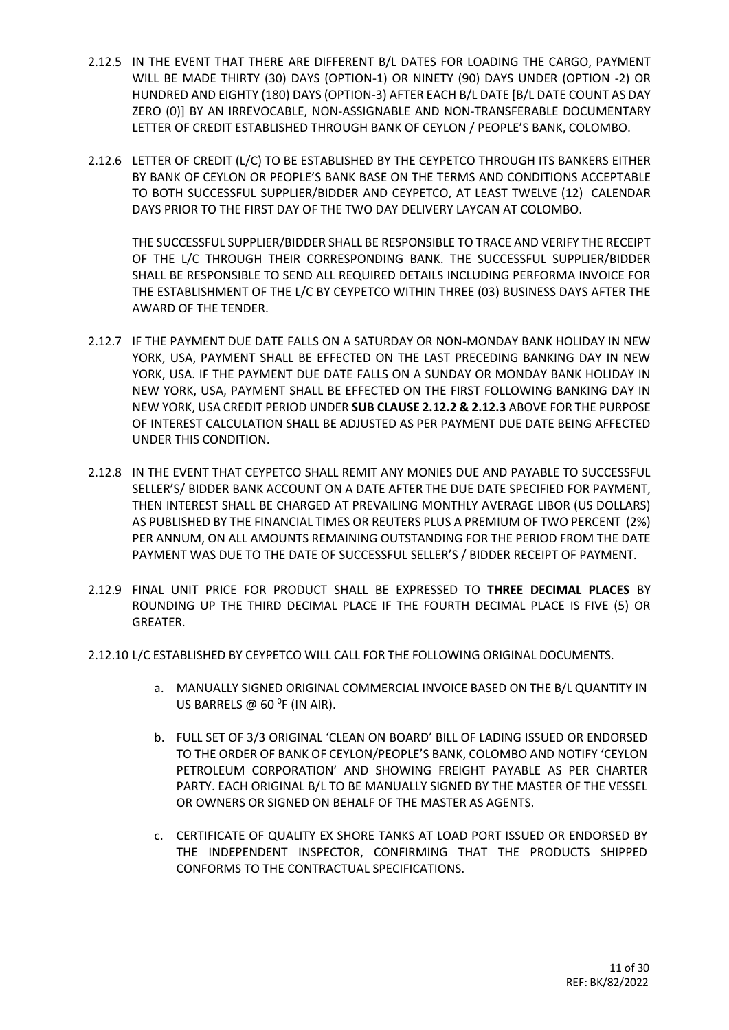2.12.5 IN THE EVENT THAT THERE ARE DIFFERENT B/L DATES FOR LOADING THE CARGO, PAYMENT WILL BE MADE THIRTY (30) DAYS (OPTION-1) OR NINETY (90) DAYS UNDER (OPTION -2) OR HUNDRED AND EIGHTY (180) DAYS (OPTION-3) AFTER EACH B/L DATE [B/L DATE COUNT AS DAY ZERO (0)] BY AN IRREVOCABLE, NON-ASSIGNABLE AND NON-TRANSFERABLE DOCUMENTARY LETTER OF CREDIT ESTABLISHED THROUGH BANK OF CEYLON / PEOPLE'S BANK, COLOMBO.

2.12.6 LETTER OF CREDIT (L/C) TO BE ESTABLISHED BY THE CEYPETCO THROUGH ITS BANKERS EITHER BY BANK OF CEYLON OR PEOPLE'S BANK BASE ON THE TERMS AND CONDITIONS ACCEPTABLE TO BOTH SUCCESSFUL SUPPLIER/BIDDER AND CEYPETCO, AT LEAST TWELVE (12) CALENDAR DAYS PRIOR TO THE FIRST DAY OF THE TWO DAY DELIVERY LAYCAN AT COLOMBO.

THE SUCCESSFUL SUPPLIER/BIDDER SHALL BE RESPONSIBLE TO TRACE AND VERIFY THE RECEIPT OF THE L/C THROUGH THEIR CORRESPONDING BANK. THE SUCCESSFUL SUPPLIER/BIDDER SHALL BE RESPONSIBLE TO SEND ALL REQUIRED DETAILS INCLUDING PERFORMA INVOICE FOR THE ESTABLISHMENT OF THE L/C BY CEYPETCO WITHIN THREE (03) BUSINESS DAYS AFTER THE AWARD OF THE TENDER.

2.12.7 IF THE PAYMENT DUE DATE FALLS ON A SATURDAY OR NON-MONDAY BANK HOLIDAY IN NEW YORK, USA, PAYMENT SHALL BE EFFECTED ON THE LAST PRECEDING BANKING DAY IN NEW YORK, USA. IF THE PAYMENT DUE DATE FALLS ON A SUNDAY OR MONDAY BANK HOLIDAY IN NEW YORK, USA, PAYMENT SHALL BE EFFECTED ON THE FIRST FOLLOWING BANKING DAY IN NEW YORK, USA CREDIT PERIOD UNDER **SUB CLAUSE 2.12.2 & 2.12.3** ABOVE FOR THE PURPOSE OF INTEREST CALCULATION SHALL BE ADJUSTED AS PER PAYMENT DUE DATE BEING AFFECTED UNDER THIS CONDITION.

2.12.8 IN THE EVENT THAT CEYPETCO SHALL REMIT ANY MONIES DUE AND PAYABLE TO SUCCESSFUL SELLER'S/ BIDDER BANK ACCOUNT ON A DATE AFTER THE DUE DATE SPECIFIED FOR PAYMENT, THEN INTEREST SHALL BE CHARGED AT PREVAILING MONTHLY AVERAGE LIBOR (US DOLLARS) AS PUBLISHED BY THE FINANCIAL TIMES OR REUTERS PLUS A PREMIUM OF TWO PERCENT (2%) PER ANNUM, ON ALL AMOUNTS REMAINING OUTSTANDING FOR THE PERIOD FROM THE DATE PAYMENT WAS DUE TO THE DATE OF SUCCESSFUL SELLER'S / BIDDER RECEIPT OF PAYMENT.

2.12.9 FINAL UNIT PRICE FOR PRODUCT SHALL BE EXPRESSED TO **THREE DECIMAL PLACES** BY ROUNDING UP THE THIRD DECIMAL PLACE IF THE FOURTH DECIMAL PLACE IS FIVE (5) OR GREATER.

2.12.10 L/C ESTABLISHED BY CEYPETCO WILL CALL FOR THE FOLLOWING ORIGINAL DOCUMENTS.

a. MANUALLY SIGNED ORIGINAL COMMERCIAL INVOICE BASED ON THE B/L QUANTITY IN US BARRELS @ 60 $^0$F (IN AIR).

b. FULL SET OF 3/3 ORIGINAL 'CLEAN ON BOARD' BILL OF LADING ISSUED OR ENDORSED TO THE ORDER OF BANK OF CEYLON/PEOPLE'S BANK, COLOMBO AND NOTIFY 'CEYLON PETROLEUM CORPORATION' AND SHOWING FREIGHT PAYABLE AS PER CHARTER PARTY. EACH ORIGINAL B/L TO BE MANUALLY SIGNED BY THE MASTER OF THE VESSEL OR OWNERS OR SIGNED ON BEHALF OF THE MASTER AS AGENTS.

c. CERTIFICATE OF QUALITY EX SHORE TANKS AT LOAD PORT ISSUED OR ENDORSED BY THE INDEPENDENT INSPECTOR, CONFIRMING THAT THE PRODUCTS SHIPPED CONFORMS TO THE CONTRACTUAL SPECIFICATIONS.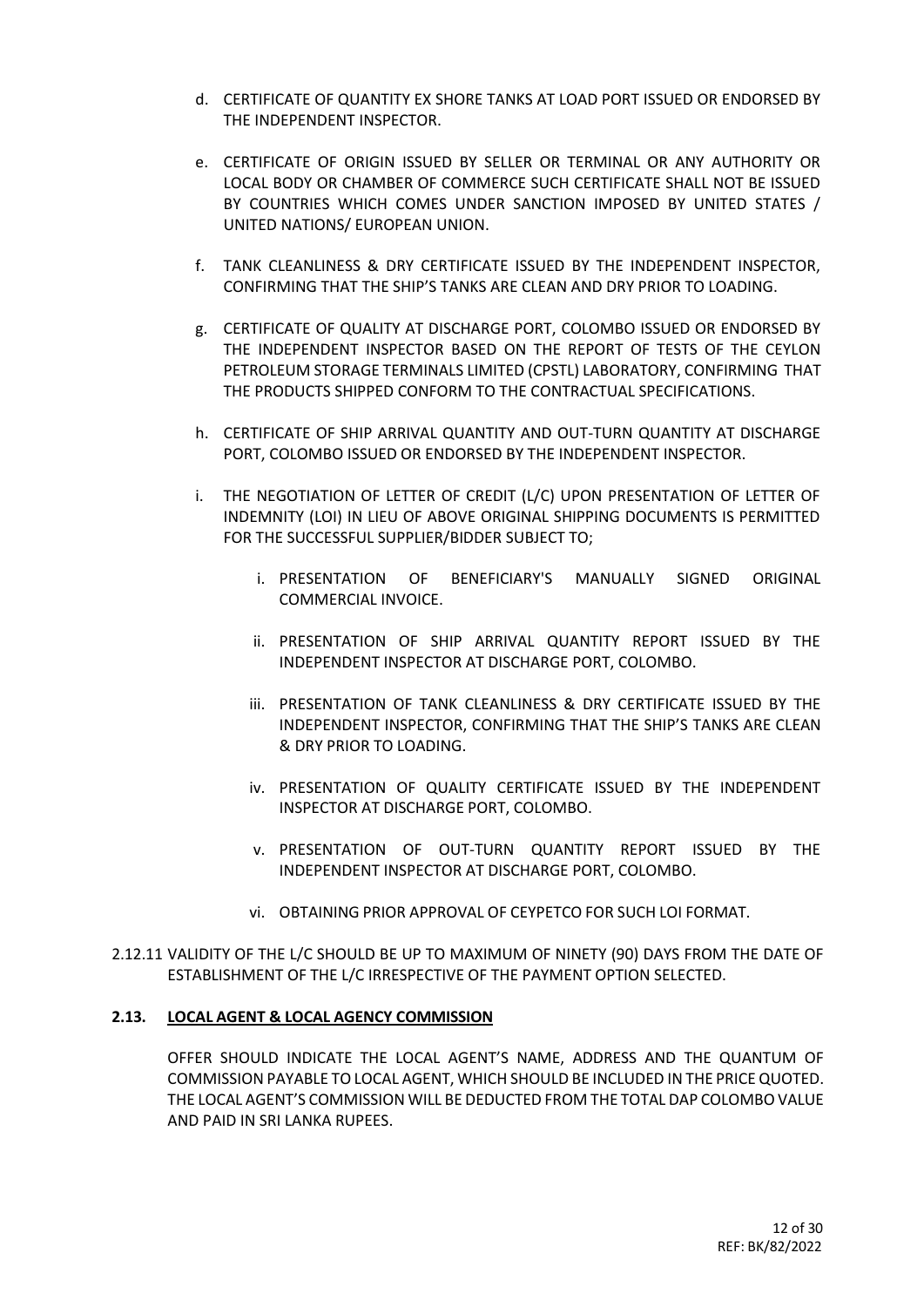d. CERTIFICATE OF QUANTITY EX SHORE TANKS AT LOAD PORT ISSUED OR ENDORSED BY THE INDEPENDENT INSPECTOR.

e. CERTIFICATE OF ORIGIN ISSUED BY SELLER OR TERMINAL OR ANY AUTHORITY OR LOCAL BODY OR CHAMBER OF COMMERCE SUCH CERTIFICATE SHALL NOT BE ISSUED BY COUNTRIES WHICH COMES UNDER SANCTION IMPOSED BY UNITED STATES / UNITED NATIONS/ EUROPEAN UNION.

f. TANK CLEANLINESS & DRY CERTIFICATE ISSUED BY THE INDEPENDENT INSPECTOR, CONFIRMING THAT THE SHIP'S TANKS ARE CLEAN AND DRY PRIOR TO LOADING.

g. CERTIFICATE OF QUALITY AT DISCHARGE PORT, COLOMBO ISSUED OR ENDORSED BY THE INDEPENDENT INSPECTOR BASED ON THE REPORT OF TESTS OF THE CEYLON PETROLEUM STORAGE TERMINALS LIMITED (CPSTL) LABORATORY, CONFIRMING THAT THE PRODUCTS SHIPPED CONFORM TO THE CONTRACTUAL SPECIFICATIONS.

h. CERTIFICATE OF SHIP ARRIVAL QUANTITY AND OUT-TURN QUANTITY AT DISCHARGE PORT, COLOMBO ISSUED OR ENDORSED BY THE INDEPENDENT INSPECTOR.

i. THE NEGOTIATION OF LETTER OF CREDIT (L/C) UPON PRESENTATION OF LETTER OF INDEMNITY (LOI) IN LIEU OF ABOVE ORIGINAL SHIPPING DOCUMENTS IS PERMITTED FOR THE SUCCESSFUL SUPPLIER/BIDDER SUBJECT TO;

   i. PRESENTATION OF BENEFICIARY'S MANUALLY SIGNED ORIGINAL COMMERCIAL INVOICE.

   ii. PRESENTATION OF SHIP ARRIVAL QUANTITY REPORT ISSUED BY THE INDEPENDENT INSPECTOR AT DISCHARGE PORT, COLOMBO.

   iii. PRESENTATION OF TANK CLEANLINESS & DRY CERTIFICATE ISSUED BY THE INDEPENDENT INSPECTOR, CONFIRMING THAT THE SHIP'S TANKS ARE CLEAN & DRY PRIOR TO LOADING.

   iv. PRESENTATION OF QUALITY CERTIFICATE ISSUED BY THE INDEPENDENT INSPECTOR AT DISCHARGE PORT, COLOMBO.

   v. PRESENTATION OF OUT-TURN QUANTITY REPORT ISSUED BY THE INDEPENDENT INSPECTOR AT DISCHARGE PORT, COLOMBO.

   vi. OBTAINING PRIOR APPROVAL OF CEYPETCO FOR SUCH LOI FORMAT.

2.12.11 VALIDITY OF THE L/C SHOULD BE UP TO MAXIMUM OF NINETY (90) DAYS FROM THE DATE OF ESTABLISHMENT OF THE L/C IRRESPECTIVE OF THE PAYMENT OPTION SELECTED.

## 2.13. LOCAL AGENT & LOCAL AGENCY COMMISSION

OFFER SHOULD INDICATE THE LOCAL AGENT'S NAME, ADDRESS AND THE QUANTUM OF COMMISSION PAYABLE TO LOCAL AGENT, WHICH SHOULD BE INCLUDED IN THE PRICE QUOTED. THE LOCAL AGENT'S COMMISSION WILL BE DEDUCTED FROM THE TOTAL DAP COLOMBO VALUE AND PAID IN SRI LANKA RUPEES.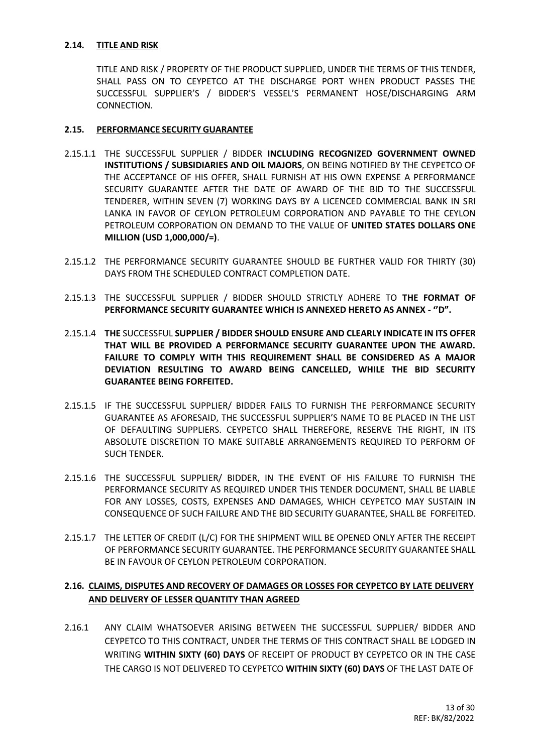### 2.14. TITLE AND RISK

TITLE AND RISK / PROPERTY OF THE PRODUCT SUPPLIED, UNDER THE TERMS OF THIS TENDER, SHALL PASS ON TO CEYPETCO AT THE DISCHARGE PORT WHEN PRODUCT PASSES THE SUCCESSFUL SUPPLIER'S / BIDDER'S VESSEL'S PERMANENT HOSE/DISCHARGING ARM CONNECTION.

### 2.15. PERFORMANCE SECURITY GUARANTEE

2.15.1.1 THE SUCCESSFUL SUPPLIER / BIDDER **INCLUDING RECOGNIZED GOVERNMENT OWNED INSTITUTIONS / SUBSIDIARIES AND OIL MAJORS**, ON BEING NOTIFIED BY THE CEYPETCO OF THE ACCEPTANCE OF HIS OFFER, SHALL FURNISH AT HIS OWN EXPENSE A PERFORMANCE SECURITY GUARANTEE AFTER THE DATE OF AWARD OF THE BID TO THE SUCCESSFUL TENDERER, WITHIN SEVEN (7) WORKING DAYS BY A LICENCED COMMERCIAL BANK IN SRI LANKA IN FAVOR OF CEYLON PETROLEUM CORPORATION AND PAYABLE TO THE CEYLON PETROLEUM CORPORATION ON DEMAND TO THE VALUE OF **UNITED STATES DOLLARS ONE MILLION (USD 1,000,000/=)**.

2.15.1.2 THE PERFORMANCE SECURITY GUARANTEE SHOULD BE FURTHER VALID FOR THIRTY (30) DAYS FROM THE SCHEDULED CONTRACT COMPLETION DATE.

2.15.1.3 THE SUCCESSFUL SUPPLIER / BIDDER SHOULD STRICTLY ADHERE TO **THE FORMAT OF PERFORMANCE SECURITY GUARANTEE WHICH IS ANNEXED HERETO AS ANNEX - "D".**

2.15.1.4 **THE** SUCCESSFUL **SUPPLIER / BIDDER SHOULD ENSURE AND CLEARLY INDICATE IN ITS OFFER THAT WILL BE PROVIDED A PERFORMANCE SECURITY GUARANTEE UPON THE AWARD. FAILURE TO COMPLY WITH THIS REQUIREMENT SHALL BE CONSIDERED AS A MAJOR DEVIATION RESULTING TO AWARD BEING CANCELLED, WHILE THE BID SECURITY GUARANTEE BEING FORFEITED.**

2.15.1.5 IF THE SUCCESSFUL SUPPLIER/ BIDDER FAILS TO FURNISH THE PERFORMANCE SECURITY GUARANTEE AS AFORESAID, THE SUCCESSFUL SUPPLIER'S NAME TO BE PLACED IN THE LIST OF DEFAULTING SUPPLIERS. CEYPETCO SHALL THEREFORE, RESERVE THE RIGHT, IN ITS ABSOLUTE DISCRETION TO MAKE SUITABLE ARRANGEMENTS REQUIRED TO PERFORM OF SUCH TENDER.

2.15.1.6 THE SUCCESSFUL SUPPLIER/ BIDDER, IN THE EVENT OF HIS FAILURE TO FURNISH THE PERFORMANCE SECURITY AS REQUIRED UNDER THIS TENDER DOCUMENT, SHALL BE LIABLE FOR ANY LOSSES, COSTS, EXPENSES AND DAMAGES, WHICH CEYPETCO MAY SUSTAIN IN CONSEQUENCE OF SUCH FAILURE AND THE BID SECURITY GUARANTEE, SHALL BE FORFEITED.

2.15.1.7 THE LETTER OF CREDIT (L/C) FOR THE SHIPMENT WILL BE OPENED ONLY AFTER THE RECEIPT OF PERFORMANCE SECURITY GUARANTEE. THE PERFORMANCE SECURITY GUARANTEE SHALL BE IN FAVOUR OF CEYLON PETROLEUM CORPORATION.

### 2.16. CLAIMS, DISPUTES AND RECOVERY OF DAMAGES OR LOSSES FOR CEYPETCO BY LATE DELIVERY AND DELIVERY OF LESSER QUANTITY THAN AGREED

2.16.1 ANY CLAIM WHATSOEVER ARISING BETWEEN THE SUCCESSFUL SUPPLIER/ BIDDER AND CEYPETCO TO THIS CONTRACT, UNDER THE TERMS OF THIS CONTRACT SHALL BE LODGED IN WRITING **WITHIN SIXTY (60) DAYS** OF RECEIPT OF PRODUCT BY CEYPETCO OR IN THE CASE THE CARGO IS NOT DELIVERED TO CEYPETCO **WITHIN SIXTY (60) DAYS** OF THE LAST DATE OF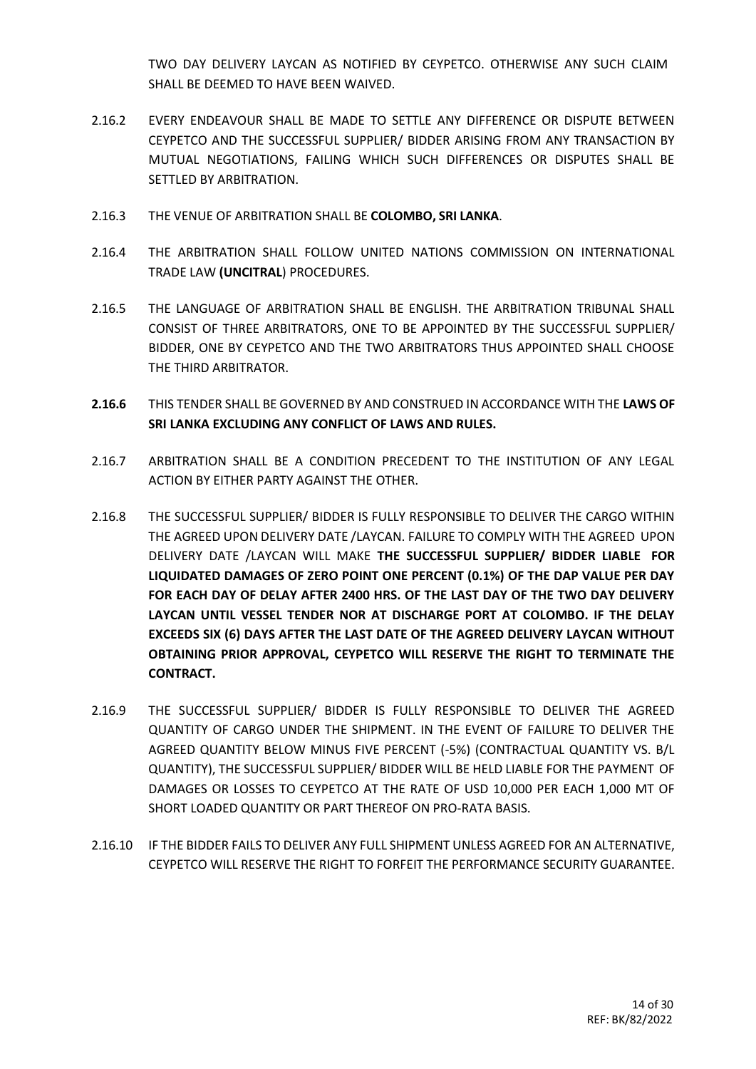TWO DAY DELIVERY LAYCAN AS NOTIFIED BY CEYPETCO. OTHERWISE ANY SUCH CLAIM SHALL BE DEEMED TO HAVE BEEN WAIVED.

2.16.2 EVERY ENDEAVOUR SHALL BE MADE TO SETTLE ANY DIFFERENCE OR DISPUTE BETWEEN CEYPETCO AND THE SUCCESSFUL SUPPLIER/ BIDDER ARISING FROM ANY TRANSACTION BY MUTUAL NEGOTIATIONS, FAILING WHICH SUCH DIFFERENCES OR DISPUTES SHALL BE SETTLED BY ARBITRATION.

2.16.3 THE VENUE OF ARBITRATION SHALL BE **COLOMBO, SRI LANKA**.

2.16.4 THE ARBITRATION SHALL FOLLOW UNITED NATIONS COMMISSION ON INTERNATIONAL TRADE LAW **(UNCITRAL**) PROCEDURES.

2.16.5 THE LANGUAGE OF ARBITRATION SHALL BE ENGLISH. THE ARBITRATION TRIBUNAL SHALL CONSIST OF THREE ARBITRATORS, ONE TO BE APPOINTED BY THE SUCCESSFUL SUPPLIER/ BIDDER, ONE BY CEYPETCO AND THE TWO ARBITRATORS THUS APPOINTED SHALL CHOOSE THE THIRD ARBITRATOR.

**2.16.6** THIS TENDER SHALL BE GOVERNED BY AND CONSTRUED IN ACCORDANCE WITH THE **LAWS OF SRI LANKA EXCLUDING ANY CONFLICT OF LAWS AND RULES.**

2.16.7 ARBITRATION SHALL BE A CONDITION PRECEDENT TO THE INSTITUTION OF ANY LEGAL ACTION BY EITHER PARTY AGAINST THE OTHER.

2.16.8 THE SUCCESSFUL SUPPLIER/ BIDDER IS FULLY RESPONSIBLE TO DELIVER THE CARGO WITHIN THE AGREED UPON DELIVERY DATE /LAYCAN. FAILURE TO COMPLY WITH THE AGREED UPON DELIVERY DATE /LAYCAN WILL MAKE **THE SUCCESSFUL SUPPLIER/ BIDDER LIABLE FOR LIQUIDATED DAMAGES OF ZERO POINT ONE PERCENT (0.1%) OF THE DAP VALUE PER DAY FOR EACH DAY OF DELAY AFTER 2400 HRS. OF THE LAST DAY OF THE TWO DAY DELIVERY LAYCAN UNTIL VESSEL TENDER NOR AT DISCHARGE PORT AT COLOMBO. IF THE DELAY EXCEEDS SIX (6) DAYS AFTER THE LAST DATE OF THE AGREED DELIVERY LAYCAN WITHOUT OBTAINING PRIOR APPROVAL, CEYPETCO WILL RESERVE THE RIGHT TO TERMINATE THE CONTRACT.**

2.16.9 THE SUCCESSFUL SUPPLIER/ BIDDER IS FULLY RESPONSIBLE TO DELIVER THE AGREED QUANTITY OF CARGO UNDER THE SHIPMENT. IN THE EVENT OF FAILURE TO DELIVER THE AGREED QUANTITY BELOW MINUS FIVE PERCENT (-5%) (CONTRACTUAL QUANTITY VS. B/L QUANTITY), THE SUCCESSFUL SUPPLIER/ BIDDER WILL BE HELD LIABLE FOR THE PAYMENT OF DAMAGES OR LOSSES TO CEYPETCO AT THE RATE OF USD 10,000 PER EACH 1,000 MT OF SHORT LOADED QUANTITY OR PART THEREOF ON PRO-RATA BASIS.

2.16.10 IF THE BIDDER FAILS TO DELIVER ANY FULL SHIPMENT UNLESS AGREED FOR AN ALTERNATIVE, CEYPETCO WILL RESERVE THE RIGHT TO FORFEIT THE PERFORMANCE SECURITY GUARANTEE.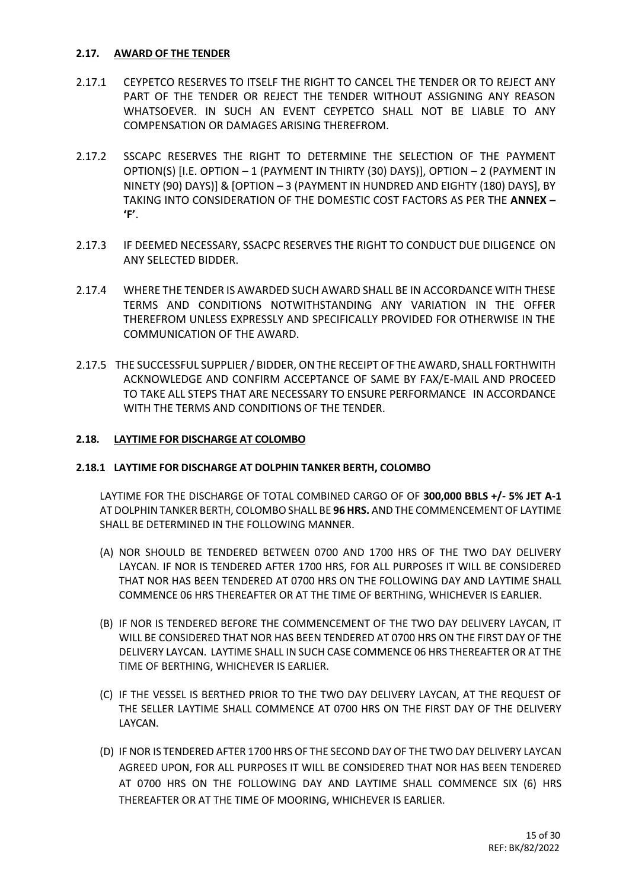### 2.17. AWARD OF THE TENDER

2.17.1 CEYPETCO RESERVES TO ITSELF THE RIGHT TO CANCEL THE TENDER OR TO REJECT ANY PART OF THE TENDER OR REJECT THE TENDER WITHOUT ASSIGNING ANY REASON WHATSOEVER. IN SUCH AN EVENT CEYPETCO SHALL NOT BE LIABLE TO ANY COMPENSATION OR DAMAGES ARISING THEREFROM.

2.17.2 SSCAPC RESERVES THE RIGHT TO DETERMINE THE SELECTION OF THE PAYMENT OPTION(S) [I.E. OPTION – 1 (PAYMENT IN THIRTY (30) DAYS)], OPTION – 2 (PAYMENT IN NINETY (90) DAYS)] & [OPTION – 3 (PAYMENT IN HUNDRED AND EIGHTY (180) DAYS], BY TAKING INTO CONSIDERATION OF THE DOMESTIC COST FACTORS AS PER THE **ANNEX – 'F'**.

2.17.3 IF DEEMED NECESSARY, SSACPC RESERVES THE RIGHT TO CONDUCT DUE DILIGENCE ON ANY SELECTED BIDDER.

2.17.4 WHERE THE TENDER IS AWARDED SUCH AWARD SHALL BE IN ACCORDANCE WITH THESE TERMS AND CONDITIONS NOTWITHSTANDING ANY VARIATION IN THE OFFER THEREFROM UNLESS EXPRESSLY AND SPECIFICALLY PROVIDED FOR OTHERWISE IN THE COMMUNICATION OF THE AWARD.

2.17.5 THE SUCCESSFUL SUPPLIER / BIDDER, ON THE RECEIPT OF THE AWARD, SHALL FORTHWITH ACKNOWLEDGE AND CONFIRM ACCEPTANCE OF SAME BY FAX/E-MAIL AND PROCEED TO TAKE ALL STEPS THAT ARE NECESSARY TO ENSURE PERFORMANCE IN ACCORDANCE WITH THE TERMS AND CONDITIONS OF THE TENDER.

### 2.18. LAYTIME FOR DISCHARGE AT COLOMBO

#### 2.18.1 LAYTIME FOR DISCHARGE AT DOLPHIN TANKER BERTH, COLOMBO

LAYTIME FOR THE DISCHARGE OF TOTAL COMBINED CARGO OF OF **300,000 BBLS +/- 5% JET A-1** AT DOLPHIN TANKER BERTH, COLOMBO SHALL BE **96 HRS.** AND THE COMMENCEMENT OF LAYTIME SHALL BE DETERMINED IN THE FOLLOWING MANNER.

(A) NOR SHOULD BE TENDERED BETWEEN 0700 AND 1700 HRS OF THE TWO DAY DELIVERY LAYCAN. IF NOR IS TENDERED AFTER 1700 HRS, FOR ALL PURPOSES IT WILL BE CONSIDERED THAT NOR HAS BEEN TENDERED AT 0700 HRS ON THE FOLLOWING DAY AND LAYTIME SHALL COMMENCE 06 HRS THEREAFTER OR AT THE TIME OF BERTHING, WHICHEVER IS EARLIER.

(B) IF NOR IS TENDERED BEFORE THE COMMENCEMENT OF THE TWO DAY DELIVERY LAYCAN, IT WILL BE CONSIDERED THAT NOR HAS BEEN TENDERED AT 0700 HRS ON THE FIRST DAY OF THE DELIVERY LAYCAN. LAYTIME SHALL IN SUCH CASE COMMENCE 06 HRS THEREAFTER OR AT THE TIME OF BERTHING, WHICHEVER IS EARLIER.

(C) IF THE VESSEL IS BERTHED PRIOR TO THE TWO DAY DELIVERY LAYCAN, AT THE REQUEST OF THE SELLER LAYTIME SHALL COMMENCE AT 0700 HRS ON THE FIRST DAY OF THE DELIVERY LAYCAN.

(D) IF NOR IS TENDERED AFTER 1700 HRS OF THE SECOND DAY OF THE TWO DAY DELIVERY LAYCAN AGREED UPON, FOR ALL PURPOSES IT WILL BE CONSIDERED THAT NOR HAS BEEN TENDERED AT 0700 HRS ON THE FOLLOWING DAY AND LAYTIME SHALL COMMENCE SIX (6) HRS THEREAFTER OR AT THE TIME OF MOORING, WHICHEVER IS EARLIER.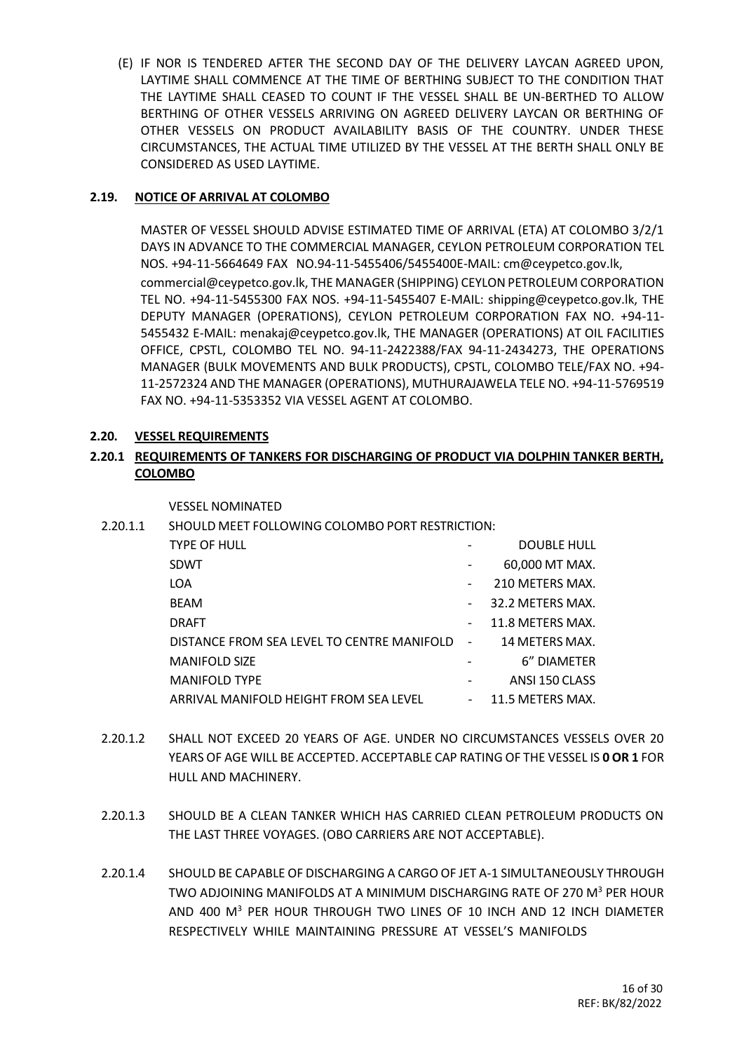(E) IF NOR IS TENDERED AFTER THE SECOND DAY OF THE DELIVERY LAYCAN AGREED UPON, LAYTIME SHALL COMMENCE AT THE TIME OF BERTHING SUBJECT TO THE CONDITION THAT THE LAYTIME SHALL CEASED TO COUNT IF THE VESSEL SHALL BE UN-BERTHED TO ALLOW BERTHING OF OTHER VESSELS ARRIVING ON AGREED DELIVERY LAYCAN OR BERTHING OF OTHER VESSELS ON PRODUCT AVAILABILITY BASIS OF THE COUNTRY. UNDER THESE CIRCUMSTANCES, THE ACTUAL TIME UTILIZED BY THE VESSEL AT THE BERTH SHALL ONLY BE CONSIDERED AS USED LAYTIME.

## 2.19. NOTICE OF ARRIVAL AT COLOMBO

MASTER OF VESSEL SHOULD ADVISE ESTIMATED TIME OF ARRIVAL (ETA) AT COLOMBO 3/2/1 DAYS IN ADVANCE TO THE COMMERCIAL MANAGER, CEYLON PETROLEUM CORPORATION TEL NOS. +94-11-5664649 FAX NO.94-11-5455406/5455400E-MAIL: cm@ceypetco.gov.lk, commercial@ceypetco.gov.lk, THE MANAGER (SHIPPING) CEYLON PETROLEUM CORPORATION TEL NO. +94-11-5455300 FAX NOS. +94-11-5455407 E-MAIL: shipping@ceypetco.gov.lk, THE DEPUTY MANAGER (OPERATIONS), CEYLON PETROLEUM CORPORATION FAX NO. +94-11-5455432 E-MAIL: menakaj@ceypetco.gov.lk, THE MANAGER (OPERATIONS) AT OIL FACILITIES OFFICE, CPSTL, COLOMBO TEL NO. 94-11-2422388/FAX 94-11-2434273, THE OPERATIONS MANAGER (BULK MOVEMENTS AND BULK PRODUCTS), CPSTL, COLOMBO TELE/FAX NO. +94-11-2572324 AND THE MANAGER (OPERATIONS), MUTHURAJAWELA TELE NO. +94-11-5769519 FAX NO. +94-11-5353352 VIA VESSEL AGENT AT COLOMBO.

## 2.20. VESSEL REQUIREMENTS

### 2.20.1 REQUIREMENTS OF TANKERS FOR DISCHARGING OF PRODUCT VIA DOLPHIN TANKER BERTH, COLOMBO

VESSEL NOMINATED

2.20.1.1 SHOULD MEET FOLLOWING COLOMBO PORT RESTRICTION:

| | | |
|---|---|---|
| TYPE OF HULL | - | DOUBLE HULL |
| SDWT | - | 60,000 MT MAX. |
| LOA | - | 210 METERS MAX. |
| BEAM | - | 32.2 METERS MAX. |
| DRAFT | - | 11.8 METERS MAX. |
| DISTANCE FROM SEA LEVEL TO CENTRE MANIFOLD | - | 14 METERS MAX. |
| MANIFOLD SIZE | - | 6" DIAMETER |
| MANIFOLD TYPE | - | ANSI 150 CLASS |
| ARRIVAL MANIFOLD HEIGHT FROM SEA LEVEL | - | 11.5 METERS MAX. |

2.20.1.2 SHALL NOT EXCEED 20 YEARS OF AGE. UNDER NO CIRCUMSTANCES VESSELS OVER 20 YEARS OF AGE WILL BE ACCEPTED. ACCEPTABLE CAP RATING OF THE VESSEL IS **0 OR 1** FOR HULL AND MACHINERY.

2.20.1.3 SHOULD BE A CLEAN TANKER WHICH HAS CARRIED CLEAN PETROLEUM PRODUCTS ON THE LAST THREE VOYAGES. (OBO CARRIERS ARE NOT ACCEPTABLE).

2.20.1.4 SHOULD BE CAPABLE OF DISCHARGING A CARGO OF JET A-1 SIMULTANEOUSLY THROUGH TWO ADJOINING MANIFOLDS AT A MINIMUM DISCHARGING RATE OF 270 $M^3$ PER HOUR AND 400 $M^3$ PER HOUR THROUGH TWO LINES OF 10 INCH AND 12 INCH DIAMETER RESPECTIVELY WHILE MAINTAINING PRESSURE AT VESSEL'S MANIFOLDS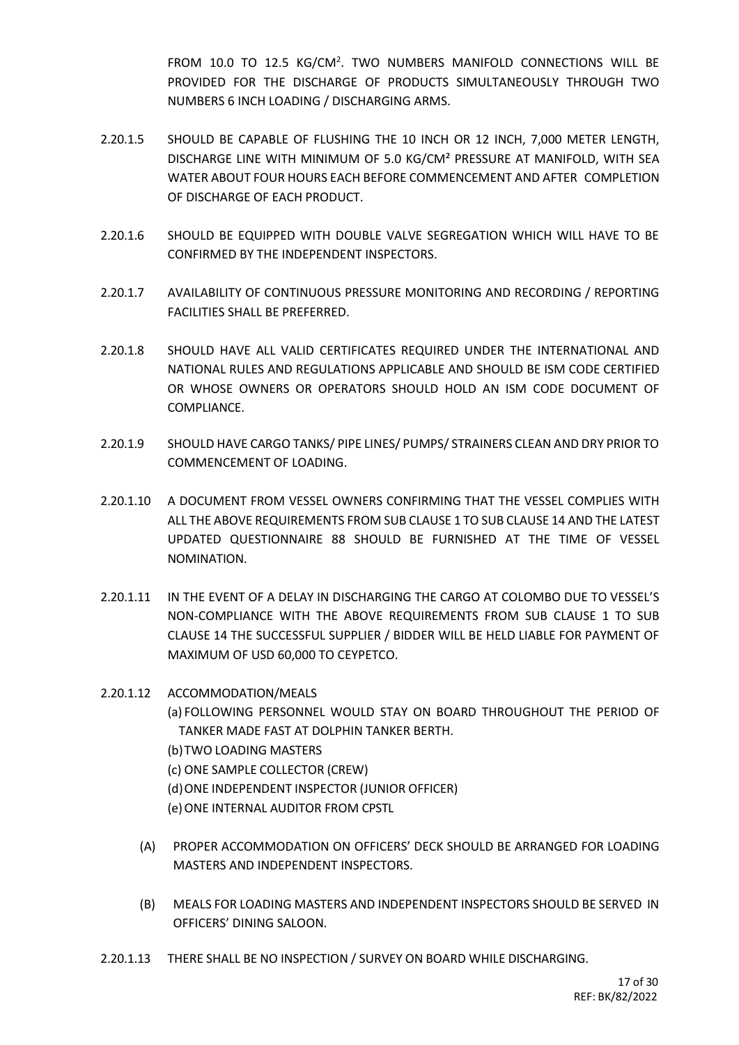FROM 10.0 TO 12.5 KG/CM$^2$. TWO NUMBERS MANIFOLD CONNECTIONS WILL BE PROVIDED FOR THE DISCHARGE OF PRODUCTS SIMULTANEOUSLY THROUGH TWO NUMBERS 6 INCH LOADING / DISCHARGING ARMS.

2.20.1.5 SHOULD BE CAPABLE OF FLUSHING THE 10 INCH OR 12 INCH, 7,000 METER LENGTH, DISCHARGE LINE WITH MINIMUM OF 5.0 KG/CM$^2$ PRESSURE AT MANIFOLD, WITH SEA WATER ABOUT FOUR HOURS EACH BEFORE COMMENCEMENT AND AFTER COMPLETION OF DISCHARGE OF EACH PRODUCT.

2.20.1.6 SHOULD BE EQUIPPED WITH DOUBLE VALVE SEGREGATION WHICH WILL HAVE TO BE CONFIRMED BY THE INDEPENDENT INSPECTORS.

2.20.1.7 AVAILABILITY OF CONTINUOUS PRESSURE MONITORING AND RECORDING / REPORTING FACILITIES SHALL BE PREFERRED.

2.20.1.8 SHOULD HAVE ALL VALID CERTIFICATES REQUIRED UNDER THE INTERNATIONAL AND NATIONAL RULES AND REGULATIONS APPLICABLE AND SHOULD BE ISM CODE CERTIFIED OR WHOSE OWNERS OR OPERATORS SHOULD HOLD AN ISM CODE DOCUMENT OF COMPLIANCE.

2.20.1.9 SHOULD HAVE CARGO TANKS/ PIPE LINES/ PUMPS/ STRAINERS CLEAN AND DRY PRIOR TO COMMENCEMENT OF LOADING.

2.20.1.10 A DOCUMENT FROM VESSEL OWNERS CONFIRMING THAT THE VESSEL COMPLIES WITH ALL THE ABOVE REQUIREMENTS FROM SUB CLAUSE 1 TO SUB CLAUSE 14 AND THE LATEST UPDATED QUESTIONNAIRE 88 SHOULD BE FURNISHED AT THE TIME OF VESSEL NOMINATION.

2.20.1.11 IN THE EVENT OF A DELAY IN DISCHARGING THE CARGO AT COLOMBO DUE TO VESSEL'S NON-COMPLIANCE WITH THE ABOVE REQUIREMENTS FROM SUB CLAUSE 1 TO SUB CLAUSE 14 THE SUCCESSFUL SUPPLIER / BIDDER WILL BE HELD LIABLE FOR PAYMENT OF MAXIMUM OF USD 60,000 TO CEYPETCO.

2.20.1.12 ACCOMMODATION/MEALS

(a) FOLLOWING PERSONNEL WOULD STAY ON BOARD THROUGHOUT THE PERIOD OF TANKER MADE FAST AT DOLPHIN TANKER BERTH.

(b) TWO LOADING MASTERS

(c) ONE SAMPLE COLLECTOR (CREW)

(d) ONE INDEPENDENT INSPECTOR (JUNIOR OFFICER)

(e) ONE INTERNAL AUDITOR FROM CPSTL

(A) PROPER ACCOMMODATION ON OFFICERS' DECK SHOULD BE ARRANGED FOR LOADING MASTERS AND INDEPENDENT INSPECTORS.

(B) MEALS FOR LOADING MASTERS AND INDEPENDENT INSPECTORS SHOULD BE SERVED IN OFFICERS' DINING SALOON.

2.20.1.13 THERE SHALL BE NO INSPECTION / SURVEY ON BOARD WHILE DISCHARGING.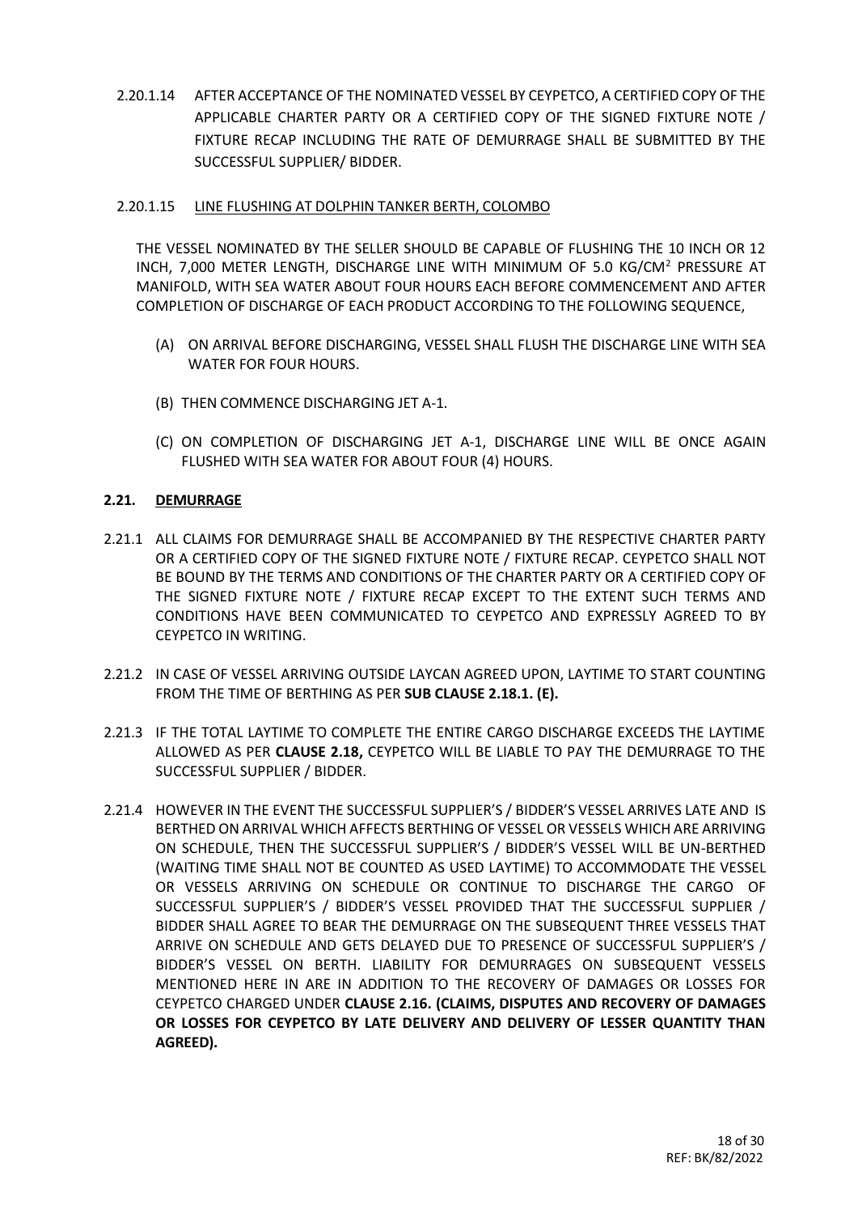2.20.1.14 AFTER ACCEPTANCE OF THE NOMINATED VESSEL BY CEYPETCO, A CERTIFIED COPY OF THE APPLICABLE CHARTER PARTY OR A CERTIFIED COPY OF THE SIGNED FIXTURE NOTE / FIXTURE RECAP INCLUDING THE RATE OF DEMURRAGE SHALL BE SUBMITTED BY THE SUCCESSFUL SUPPLIER/ BIDDER.

2.20.1.15 LINE FLUSHING AT DOLPHIN TANKER BERTH, COLOMBO

THE VESSEL NOMINATED BY THE SELLER SHOULD BE CAPABLE OF FLUSHING THE 10 INCH OR 12 INCH, 7,000 METER LENGTH, DISCHARGE LINE WITH MINIMUM OF 5.0 $KG/CM^2$ PRESSURE AT MANIFOLD, WITH SEA WATER ABOUT FOUR HOURS EACH BEFORE COMMENCEMENT AND AFTER COMPLETION OF DISCHARGE OF EACH PRODUCT ACCORDING TO THE FOLLOWING SEQUENCE,

(A) ON ARRIVAL BEFORE DISCHARGING, VESSEL SHALL FLUSH THE DISCHARGE LINE WITH SEA WATER FOR FOUR HOURS.

(B) THEN COMMENCE DISCHARGING JET A-1.

(C) ON COMPLETION OF DISCHARGING JET A-1, DISCHARGE LINE WILL BE ONCE AGAIN FLUSHED WITH SEA WATER FOR ABOUT FOUR (4) HOURS.

## 2.21. DEMURRAGE

2.21.1 ALL CLAIMS FOR DEMURRAGE SHALL BE ACCOMPANIED BY THE RESPECTIVE CHARTER PARTY OR A CERTIFIED COPY OF THE SIGNED FIXTURE NOTE / FIXTURE RECAP. CEYPETCO SHALL NOT BE BOUND BY THE TERMS AND CONDITIONS OF THE CHARTER PARTY OR A CERTIFIED COPY OF THE SIGNED FIXTURE NOTE / FIXTURE RECAP EXCEPT TO THE EXTENT SUCH TERMS AND CONDITIONS HAVE BEEN COMMUNICATED TO CEYPETCO AND EXPRESSLY AGREED TO BY CEYPETCO IN WRITING.

2.21.2 IN CASE OF VESSEL ARRIVING OUTSIDE LAYCAN AGREED UPON, LAYTIME TO START COUNTING FROM THE TIME OF BERTHING AS PER **SUB CLAUSE 2.18.1. (E).**

2.21.3 IF THE TOTAL LAYTIME TO COMPLETE THE ENTIRE CARGO DISCHARGE EXCEEDS THE LAYTIME ALLOWED AS PER **CLAUSE 2.18,** CEYPETCO WILL BE LIABLE TO PAY THE DEMURRAGE TO THE SUCCESSFUL SUPPLIER / BIDDER.

2.21.4 HOWEVER IN THE EVENT THE SUCCESSFUL SUPPLIER'S / BIDDER'S VESSEL ARRIVES LATE AND IS BERTHED ON ARRIVAL WHICH AFFECTS BERTHING OF VESSEL OR VESSELS WHICH ARE ARRIVING ON SCHEDULE, THEN THE SUCCESSFUL SUPPLIER'S / BIDDER'S VESSEL WILL BE UN-BERTHED (WAITING TIME SHALL NOT BE COUNTED AS USED LAYTIME) TO ACCOMMODATE THE VESSEL OR VESSELS ARRIVING ON SCHEDULE OR CONTINUE TO DISCHARGE THE CARGO OF SUCCESSFUL SUPPLIER'S / BIDDER'S VESSEL PROVIDED THAT THE SUCCESSFUL SUPPLIER / BIDDER SHALL AGREE TO BEAR THE DEMURRAGE ON THE SUBSEQUENT THREE VESSELS THAT ARRIVE ON SCHEDULE AND GETS DELAYED DUE TO PRESENCE OF SUCCESSFUL SUPPLIER'S / BIDDER'S VESSEL ON BERTH. LIABILITY FOR DEMURRAGES ON SUBSEQUENT VESSELS MENTIONED HERE IN ARE IN ADDITION TO THE RECOVERY OF DAMAGES OR LOSSES FOR CEYPETCO CHARGED UNDER **CLAUSE 2.16. (CLAIMS, DISPUTES AND RECOVERY OF DAMAGES OR LOSSES FOR CEYPETCO BY LATE DELIVERY AND DELIVERY OF LESSER QUANTITY THAN AGREED).**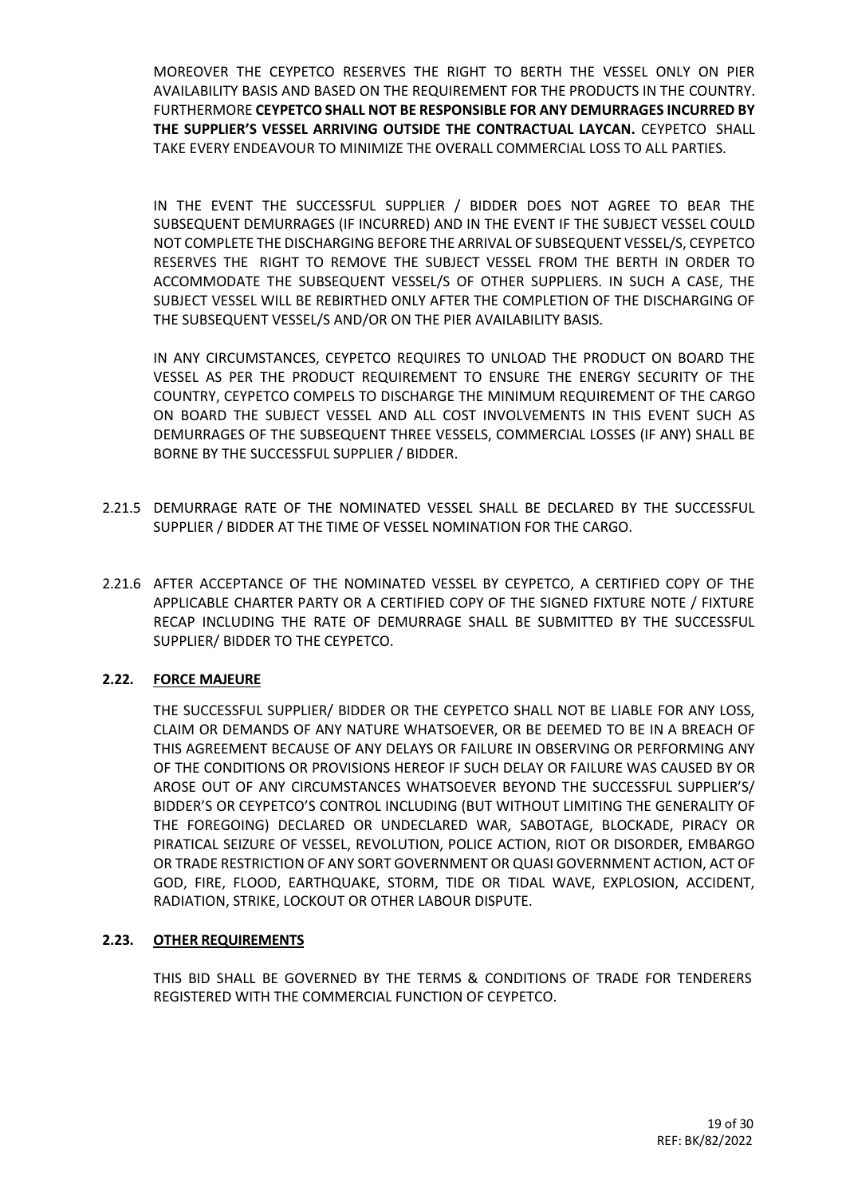MOREOVER THE CEYPETCO RESERVES THE RIGHT TO BERTH THE VESSEL ONLY ON PIER AVAILABILITY BASIS AND BASED ON THE REQUIREMENT FOR THE PRODUCTS IN THE COUNTRY. FURTHERMORE **CEYPETCO SHALL NOT BE RESPONSIBLE FOR ANY DEMURRAGES INCURRED BY THE SUPPLIER'S VESSEL ARRIVING OUTSIDE THE CONTRACTUAL LAYCAN.** CEYPETCO SHALL TAKE EVERY ENDEAVOUR TO MINIMIZE THE OVERALL COMMERCIAL LOSS TO ALL PARTIES.

IN THE EVENT THE SUCCESSFUL SUPPLIER / BIDDER DOES NOT AGREE TO BEAR THE SUBSEQUENT DEMURRAGES (IF INCURRED) AND IN THE EVENT IF THE SUBJECT VESSEL COULD NOT COMPLETE THE DISCHARGING BEFORE THE ARRIVAL OF SUBSEQUENT VESSEL/S, CEYPETCO RESERVES THE RIGHT TO REMOVE THE SUBJECT VESSEL FROM THE BERTH IN ORDER TO ACCOMMODATE THE SUBSEQUENT VESSEL/S OF OTHER SUPPLIERS. IN SUCH A CASE, THE SUBJECT VESSEL WILL BE REBIRTHED ONLY AFTER THE COMPLETION OF THE DISCHARGING OF THE SUBSEQUENT VESSEL/S AND/OR ON THE PIER AVAILABILITY BASIS.

IN ANY CIRCUMSTANCES, CEYPETCO REQUIRES TO UNLOAD THE PRODUCT ON BOARD THE VESSEL AS PER THE PRODUCT REQUIREMENT TO ENSURE THE ENERGY SECURITY OF THE COUNTRY, CEYPETCO COMPELS TO DISCHARGE THE MINIMUM REQUIREMENT OF THE CARGO ON BOARD THE SUBJECT VESSEL AND ALL COST INVOLVEMENTS IN THIS EVENT SUCH AS DEMURRAGES OF THE SUBSEQUENT THREE VESSELS, COMMERCIAL LOSSES (IF ANY) SHALL BE BORNE BY THE SUCCESSFUL SUPPLIER / BIDDER.

2.21.5 DEMURRAGE RATE OF THE NOMINATED VESSEL SHALL BE DECLARED BY THE SUCCESSFUL SUPPLIER / BIDDER AT THE TIME OF VESSEL NOMINATION FOR THE CARGO.

2.21.6 AFTER ACCEPTANCE OF THE NOMINATED VESSEL BY CEYPETCO, A CERTIFIED COPY OF THE APPLICABLE CHARTER PARTY OR A CERTIFIED COPY OF THE SIGNED FIXTURE NOTE / FIXTURE RECAP INCLUDING THE RATE OF DEMURRAGE SHALL BE SUBMITTED BY THE SUCCESSFUL SUPPLIER/ BIDDER TO THE CEYPETCO.

### 2.22. FORCE MAJEURE

THE SUCCESSFUL SUPPLIER/ BIDDER OR THE CEYPETCO SHALL NOT BE LIABLE FOR ANY LOSS, CLAIM OR DEMANDS OF ANY NATURE WHATSOEVER, OR BE DEEMED TO BE IN A BREACH OF THIS AGREEMENT BECAUSE OF ANY DELAYS OR FAILURE IN OBSERVING OR PERFORMING ANY OF THE CONDITIONS OR PROVISIONS HEREOF IF SUCH DELAY OR FAILURE WAS CAUSED BY OR AROSE OUT OF ANY CIRCUMSTANCES WHATSOEVER BEYOND THE SUCCESSFUL SUPPLIER'S/ BIDDER'S OR CEYPETCO'S CONTROL INCLUDING (BUT WITHOUT LIMITING THE GENERALITY OF THE FOREGOING) DECLARED OR UNDECLARED WAR, SABOTAGE, BLOCKADE, PIRACY OR PIRATICAL SEIZURE OF VESSEL, REVOLUTION, POLICE ACTION, RIOT OR DISORDER, EMBARGO OR TRADE RESTRICTION OF ANY SORT GOVERNMENT OR QUASI GOVERNMENT ACTION, ACT OF GOD, FIRE, FLOOD, EARTHQUAKE, STORM, TIDE OR TIDAL WAVE, EXPLOSION, ACCIDENT, RADIATION, STRIKE, LOCKOUT OR OTHER LABOUR DISPUTE.

### 2.23. OTHER REQUIREMENTS

THIS BID SHALL BE GOVERNED BY THE TERMS & CONDITIONS OF TRADE FOR TENDERERS REGISTERED WITH THE COMMERCIAL FUNCTION OF CEYPETCO.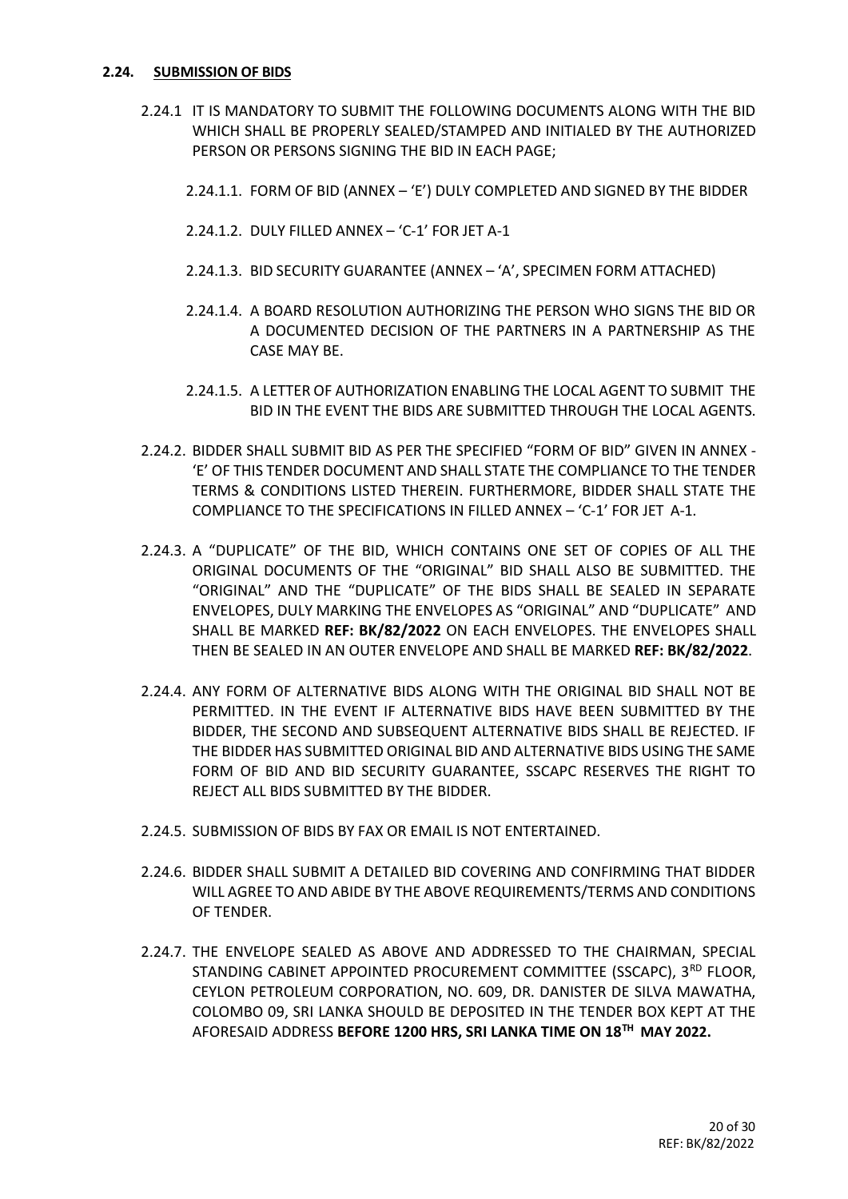### 2.24. SUBMISSION OF BIDS

2.24.1 IT IS MANDATORY TO SUBMIT THE FOLLOWING DOCUMENTS ALONG WITH THE BID WHICH SHALL BE PROPERLY SEALED/STAMPED AND INITIALED BY THE AUTHORIZED PERSON OR PERSONS SIGNING THE BID IN EACH PAGE;

- 2.24.1.1. FORM OF BID (ANNEX – 'E') DULY COMPLETED AND SIGNED BY THE BIDDER
- 2.24.1.2. DULY FILLED ANNEX – 'C-1' FOR JET A-1
- 2.24.1.3. BID SECURITY GUARANTEE (ANNEX – 'A', SPECIMEN FORM ATTACHED)
- 2.24.1.4. A BOARD RESOLUTION AUTHORIZING THE PERSON WHO SIGNS THE BID OR A DOCUMENTED DECISION OF THE PARTNERS IN A PARTNERSHIP AS THE CASE MAY BE.
- 2.24.1.5. A LETTER OF AUTHORIZATION ENABLING THE LOCAL AGENT TO SUBMIT THE BID IN THE EVENT THE BIDS ARE SUBMITTED THROUGH THE LOCAL AGENTS.

2.24.2. BIDDER SHALL SUBMIT BID AS PER THE SPECIFIED "FORM OF BID" GIVEN IN ANNEX - 'E' OF THIS TENDER DOCUMENT AND SHALL STATE THE COMPLIANCE TO THE TENDER TERMS & CONDITIONS LISTED THEREIN. FURTHERMORE, BIDDER SHALL STATE THE COMPLIANCE TO THE SPECIFICATIONS IN FILLED ANNEX – 'C-1' FOR JET A-1.

2.24.3. A "DUPLICATE" OF THE BID, WHICH CONTAINS ONE SET OF COPIES OF ALL THE ORIGINAL DOCUMENTS OF THE "ORIGINAL" BID SHALL ALSO BE SUBMITTED. THE "ORIGINAL" AND THE "DUPLICATE" OF THE BIDS SHALL BE SEALED IN SEPARATE ENVELOPES, DULY MARKING THE ENVELOPES AS "ORIGINAL" AND "DUPLICATE" AND SHALL BE MARKED **REF: BK/82/2022** ON EACH ENVELOPES. THE ENVELOPES SHALL THEN BE SEALED IN AN OUTER ENVELOPE AND SHALL BE MARKED **REF: BK/82/2022**.

2.24.4. ANY FORM OF ALTERNATIVE BIDS ALONG WITH THE ORIGINAL BID SHALL NOT BE PERMITTED. IN THE EVENT IF ALTERNATIVE BIDS HAVE BEEN SUBMITTED BY THE BIDDER, THE SECOND AND SUBSEQUENT ALTERNATIVE BIDS SHALL BE REJECTED. IF THE BIDDER HAS SUBMITTED ORIGINAL BID AND ALTERNATIVE BIDS USING THE SAME FORM OF BID AND BID SECURITY GUARANTEE, SSCAPC RESERVES THE RIGHT TO REJECT ALL BIDS SUBMITTED BY THE BIDDER.

2.24.5. SUBMISSION OF BIDS BY FAX OR EMAIL IS NOT ENTERTAINED.

2.24.6. BIDDER SHALL SUBMIT A DETAILED BID COVERING AND CONFIRMING THAT BIDDER WILL AGREE TO AND ABIDE BY THE ABOVE REQUIREMENTS/TERMS AND CONDITIONS OF TENDER.

2.24.7. THE ENVELOPE SEALED AS ABOVE AND ADDRESSED TO THE CHAIRMAN, SPECIAL STANDING CABINET APPOINTED PROCUREMENT COMMITTEE (SSCAPC), 3RD FLOOR, CEYLON PETROLEUM CORPORATION, NO. 609, DR. DANISTER DE SILVA MAWATHA, COLOMBO 09, SRI LANKA SHOULD BE DEPOSITED IN THE TENDER BOX KEPT AT THE AFORESAID ADDRESS **BEFORE 1200 HRS, SRI LANKA TIME ON 18TH MAY 2022.**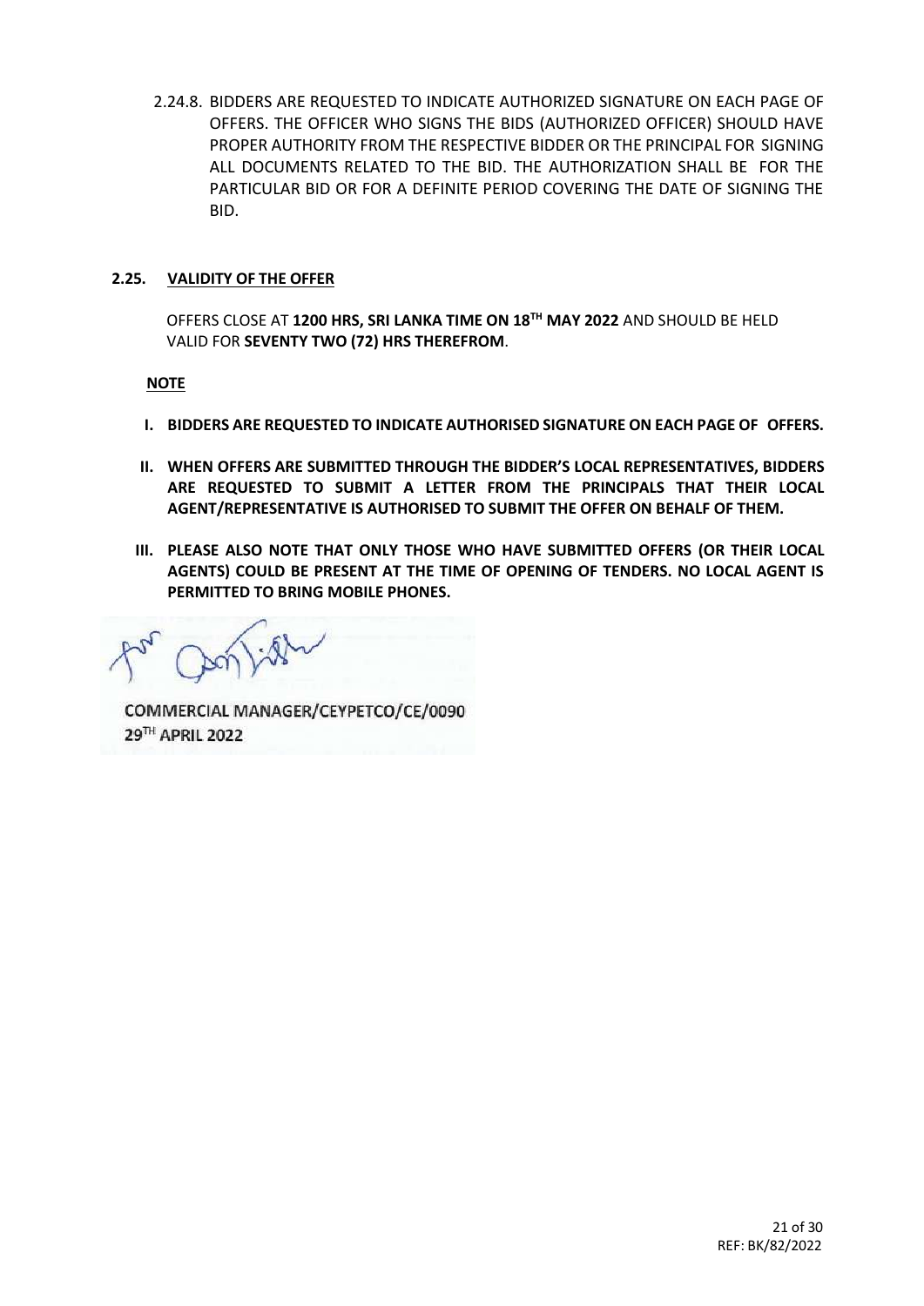2.24.8. BIDDERS ARE REQUESTED TO INDICATE AUTHORIZED SIGNATURE ON EACH PAGE OF OFFERS. THE OFFICER WHO SIGNS THE BIDS (AUTHORIZED OFFICER) SHOULD HAVE PROPER AUTHORITY FROM THE RESPECTIVE BIDDER OR THE PRINCIPAL FOR SIGNING ALL DOCUMENTS RELATED TO THE BID. THE AUTHORIZATION SHALL BE FOR THE PARTICULAR BID OR FOR A DEFINITE PERIOD COVERING THE DATE OF SIGNING THE BID.

**2.25. VALIDITY OF THE OFFER**

OFFERS CLOSE AT **1200 HRS, SRI LANKA TIME ON 18TH MAY 2022** AND SHOULD BE HELD VALID FOR **SEVENTY TWO (72) HRS THEREFROM**.

**NOTE**

**I. BIDDERS ARE REQUESTED TO INDICATE AUTHORISED SIGNATURE ON EACH PAGE OF OFFERS.**

**II. WHEN OFFERS ARE SUBMITTED THROUGH THE BIDDER'S LOCAL REPRESENTATIVES, BIDDERS ARE REQUESTED TO SUBMIT A LETTER FROM THE PRINCIPALS THAT THEIR LOCAL AGENT/REPRESENTATIVE IS AUTHORISED TO SUBMIT THE OFFER ON BEHALF OF THEM.**

**III. PLEASE ALSO NOTE THAT ONLY THOSE WHO HAVE SUBMITTED OFFERS (OR THEIR LOCAL AGENTS) COULD BE PRESENT AT THE TIME OF OPENING OF TENDERS. NO LOCAL AGENT IS PERMITTED TO BRING MOBILE PHONES.**

COMMERCIAL MANAGER/CEYPETCO/CE/0090
29TH APRIL 2022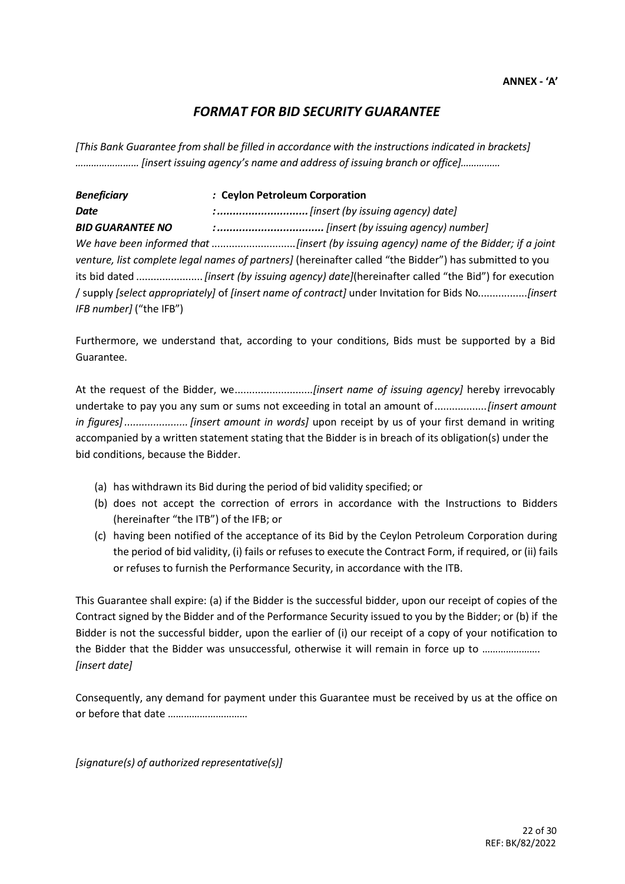**ANNEX - 'A'**

## *FORMAT FOR BID SECURITY GUARANTEE*

*[This Bank Guarantee from shall be filled in accordance with the instructions indicated in brackets]*
*…………………… [insert issuing agency's name and address of issuing branch or office]……………*

***Beneficiary*** : **Ceylon Petroleum Corporation**
***Date*** **:............................** *[insert (by issuing agency) date]*
***BID GUARANTEE NO*** **:.................................** *[insert (by issuing agency) number]*

*We have been informed that* ............................*[insert (by issuing agency) name of the Bidder; if a joint venture, list complete legal names of partners]* (hereinafter called "the Bidder") has submitted to you its bid dated ....................... *[insert (by issuing agency) date]*(hereinafter called "the Bid") for execution / supply *[select appropriately]* of *[insert name of contract]* under Invitation for Bids No................*[insert IFB number]* ("the IFB")

Furthermore, we understand that, according to your conditions, Bids must be supported by a Bid Guarantee.

At the request of the Bidder, we...........................*[insert name of issuing agency]* hereby irrevocably undertake to pay you any sum or sums not exceeding in total an amount of.................*[insert amount in figures]*...................... *[insert amount in words]* upon receipt by us of your first demand in writing accompanied by a written statement stating that the Bidder is in breach of its obligation(s) under the bid conditions, because the Bidder.

(a) has withdrawn its Bid during the period of bid validity specified; or
(b) does not accept the correction of errors in accordance with the Instructions to Bidders (hereinafter "the ITB") of the IFB; or
(c) having been notified of the acceptance of its Bid by the Ceylon Petroleum Corporation during the period of bid validity, (i) fails or refuses to execute the Contract Form, if required, or (ii) fails or refuses to furnish the Performance Security, in accordance with the ITB.

This Guarantee shall expire: (a) if the Bidder is the successful bidder, upon our receipt of copies of the Contract signed by the Bidder and of the Performance Security issued to you by the Bidder; or (b) if the Bidder is not the successful bidder, upon the earlier of (i) our receipt of a copy of your notification to the Bidder that the Bidder was unsuccessful, otherwise it will remain in force up to …………………. *[insert date]*

Consequently, any demand for payment under this Guarantee must be received by us at the office on or before that date ………………………..

*[signature(s) of authorized representative(s)]*

REF: BK/82/2022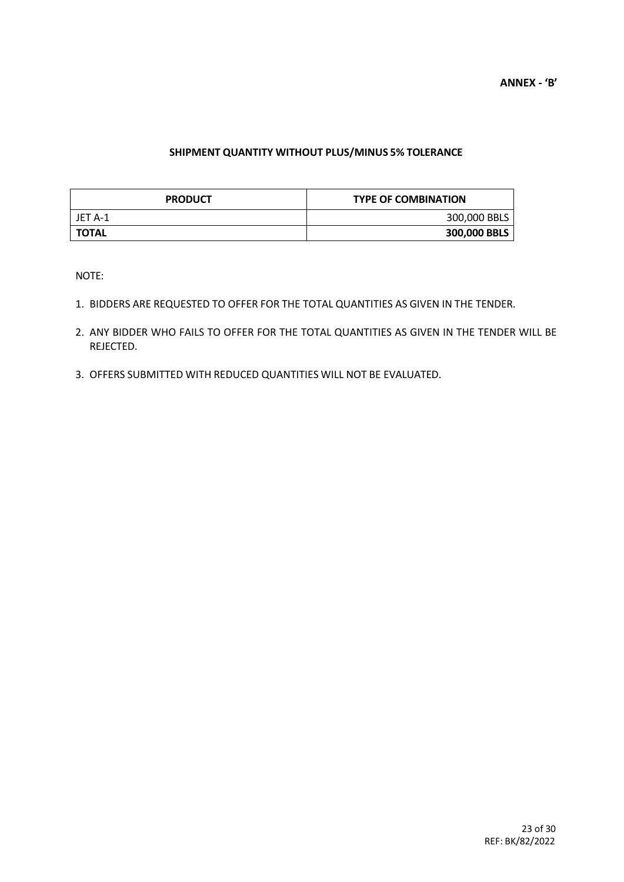**ANNEX - 'B'**

**SHIPMENT QUANTITY WITHOUT PLUS/MINUS 5% TOLERANCE**

| PRODUCT | TYPE OF COMBINATION |
|---|---|
| JET A-1 | 300,000 BBLS |
| **TOTAL** | **300,000 BBLS** |

NOTE:

1. BIDDERS ARE REQUESTED TO OFFER FOR THE TOTAL QUANTITIES AS GIVEN IN THE TENDER.
2. ANY BIDDER WHO FAILS TO OFFER FOR THE TOTAL QUANTITIES AS GIVEN IN THE TENDER WILL BE REJECTED.
3. OFFERS SUBMITTED WITH REDUCED QUANTITIES WILL NOT BE EVALUATED.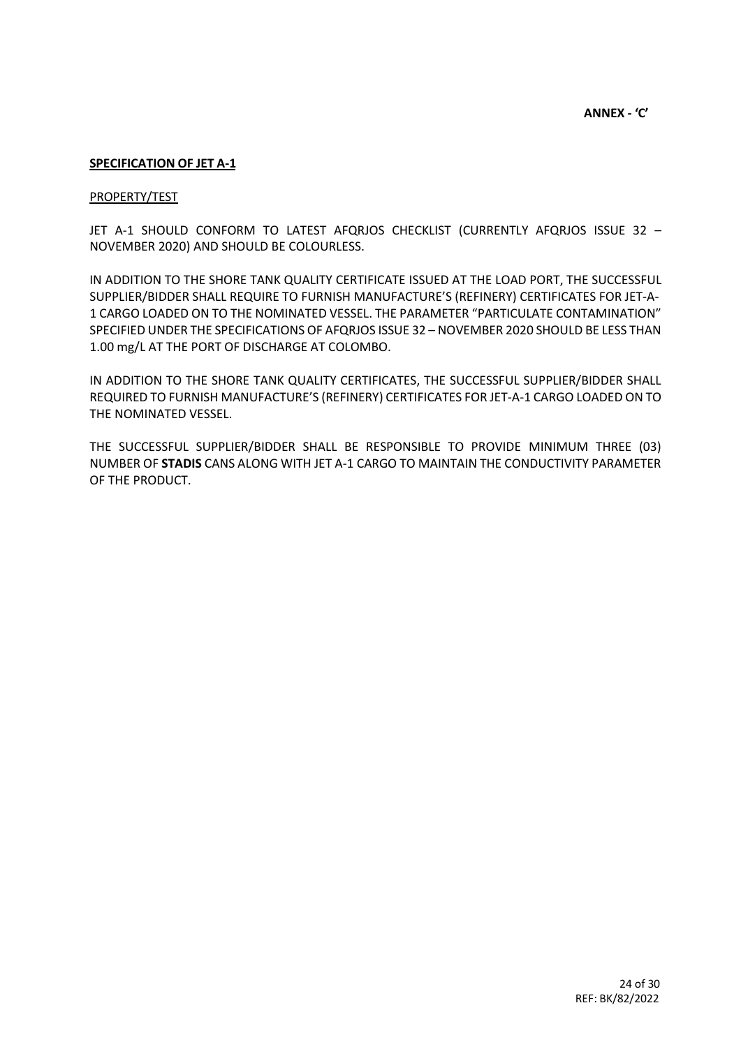**ANNEX - 'C'**

**SPECIFICATION OF JET A-1**

PROPERTY/TEST

JET A-1 SHOULD CONFORM TO LATEST AFQRJOS CHECKLIST (CURRENTLY AFQRJOS ISSUE 32 – NOVEMBER 2020) AND SHOULD BE COLOURLESS.

IN ADDITION TO THE SHORE TANK QUALITY CERTIFICATE ISSUED AT THE LOAD PORT, THE SUCCESSFUL SUPPLIER/BIDDER SHALL REQUIRE TO FURNISH MANUFACTURE'S (REFINERY) CERTIFICATES FOR JET-A-1 CARGO LOADED ON TO THE NOMINATED VESSEL. THE PARAMETER "PARTICULATE CONTAMINATION" SPECIFIED UNDER THE SPECIFICATIONS OF AFQRJOS ISSUE 32 – NOVEMBER 2020 SHOULD BE LESS THAN 1.00 mg/L AT THE PORT OF DISCHARGE AT COLOMBO.

IN ADDITION TO THE SHORE TANK QUALITY CERTIFICATES, THE SUCCESSFUL SUPPLIER/BIDDER SHALL REQUIRED TO FURNISH MANUFACTURE'S (REFINERY) CERTIFICATES FOR JET-A-1 CARGO LOADED ON TO THE NOMINATED VESSEL.

THE SUCCESSFUL SUPPLIER/BIDDER SHALL BE RESPONSIBLE TO PROVIDE MINIMUM THREE (03) NUMBER OF **STADIS** CANS ALONG WITH JET A-1 CARGO TO MAINTAIN THE CONDUCTIVITY PARAMETER OF THE PRODUCT.

REF: BK/82/2022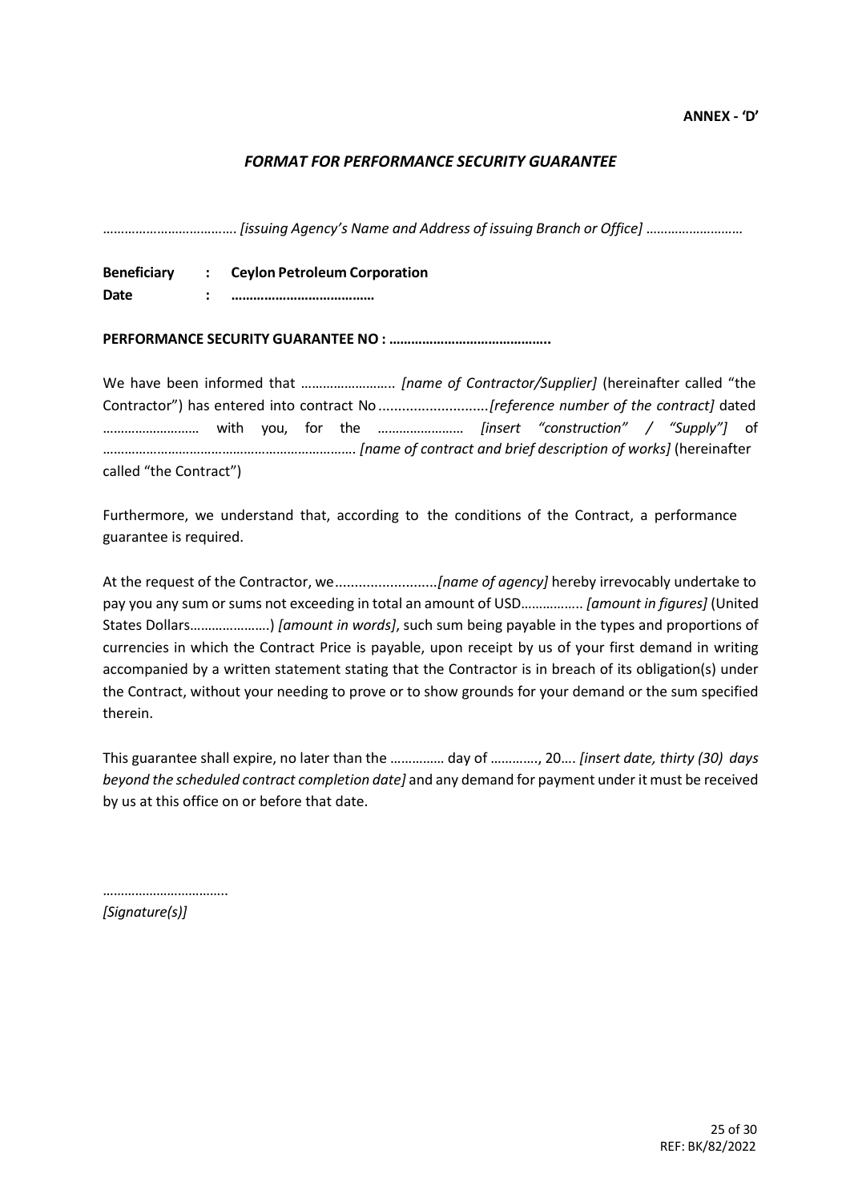**ANNEX - 'D'**

## *FORMAT FOR PERFORMANCE SECURITY GUARANTEE*

……………………………… *[issuing Agency's Name and Address of issuing Branch or Office]* ………………………

**Beneficiary : Ceylon Petroleum Corporation**
**Date : …………………………………**

**PERFORMANCE SECURITY GUARANTEE NO : ……………………………………..**

We have been informed that …………………….. *[name of Contractor/Supplier]* (hereinafter called "the Contractor") has entered into contract No ...........................*[reference number of the contract]* dated ……………………… with you, for the …………………… *[insert "construction" / "Supply"]* of ……………………………………………………………. *[name of contract and brief description of works]* (hereinafter called "the Contract")

Furthermore, we understand that, according to the conditions of the Contract, a performance guarantee is required.

At the request of the Contractor, we..........................*[name of agency]* hereby irrevocably undertake to pay you any sum or sums not exceeding in total an amount of USD…………….. *[amount in figures]* (United States Dollars………………….) *[amount in words]*, such sum being payable in the types and proportions of currencies in which the Contract Price is payable, upon receipt by us of your first demand in writing accompanied by a written statement stating that the Contractor is in breach of its obligation(s) under the Contract, without your needing to prove or to show grounds for your demand or the sum specified therein.

This guarantee shall expire, no later than the …………… day of …………., 20…. *[insert date, thirty (30) days beyond the scheduled contract completion date]* and any demand for payment under it must be received by us at this office on or before that date.

……………………………..
*[Signature(s)]*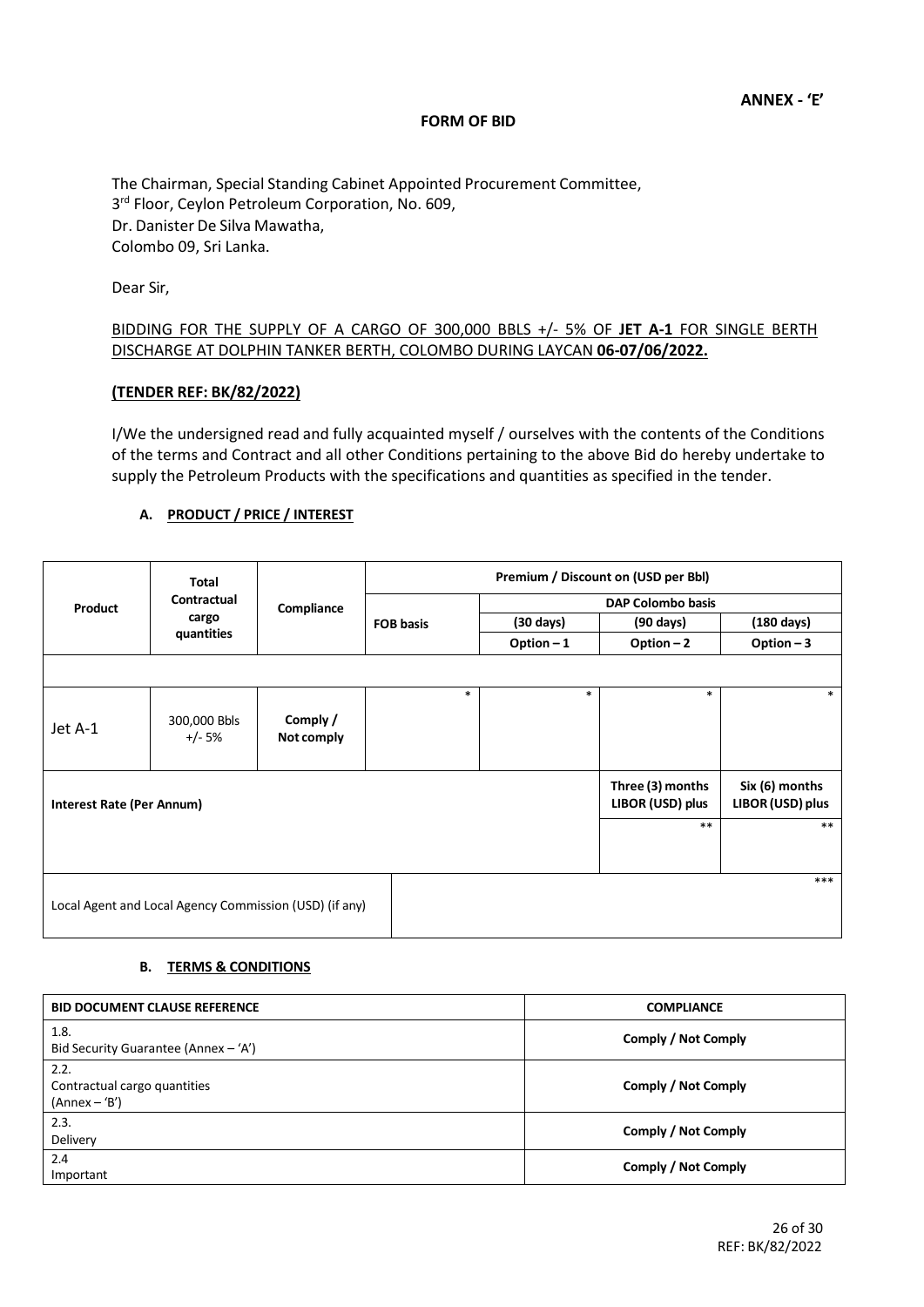**ANNEX - 'E'**

**FORM OF BID**

The Chairman, Special Standing Cabinet Appointed Procurement Committee,
3rd Floor, Ceylon Petroleum Corporation, No. 609,
Dr. Danister De Silva Mawatha,
Colombo 09, Sri Lanka.

Dear Sir,

<u>BIDDING FOR THE SUPPLY OF A CARGO OF 300,000 BBLS +/- 5% OF **JET A-1** FOR SINGLE BERTH DISCHARGE AT DOLPHIN TANKER BERTH, COLOMBO DURING LAYCAN **06-07/06/2022.**</u>

**<u>(TENDER REF: BK/82/2022)</u>**

I/We the undersigned read and fully acquainted myself / ourselves with the contents of the Conditions of the terms and Contract and all other Conditions pertaining to the above Bid do hereby undertake to supply the Petroleum Products with the specifications and quantities as specified in the tender.

**A. <u>PRODUCT / PRICE / INTEREST</u>**

| Product | Total Contractual cargo quantities | Compliance | Premium / Discount on (USD per Bbl) | | | |
|---|---|---|---|---|---|---|
| | | | FOB basis | DAP Colombo basis | | |
| | | | | (30 days) | (90 days) | (180 days) |
| | | | | Option – 1 | Option – 2 | Option – 3 |
| | | | | | | |
| Jet A-1 | 300,000 Bbls +/- 5% | Comply / Not comply | * | * | * | * |
| **Interest Rate (Per Annum)** | | | | | Three (3) months LIBOR (USD) plus | Six (6) months LIBOR (USD) plus |
| | | | | | ** | ** |
| Local Agent and Local Agency Commission (USD) (if any) | | | *** | | | |

**B. <u>TERMS & CONDITIONS</u>**

| BID DOCUMENT CLAUSE REFERENCE | COMPLIANCE |
|---|---|
| 1.8. Bid Security Guarantee (Annex – 'A') | Comply / Not Comply |
| 2.2. Contractual cargo quantities (Annex – 'B') | Comply / Not Comply |
| 2.3. Delivery | Comply / Not Comply |
| 2.4 Important | Comply / Not Comply |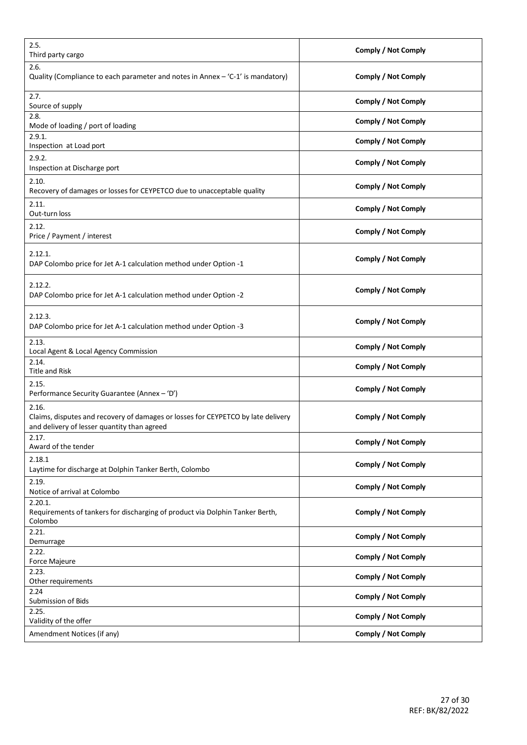| | |
|---|---|
| 2.5.<br>Third party cargo | **Comply / Not Comply** |
| 2.6.<br>Quality (Compliance to each parameter and notes in Annex – 'C-1' is mandatory) | **Comply / Not Comply** |
| 2.7.<br>Source of supply | **Comply / Not Comply** |
| 2.8.<br>Mode of loading / port of loading | **Comply / Not Comply** |
| 2.9.1.<br>Inspection at Load port | **Comply / Not Comply** |
| 2.9.2.<br>Inspection at Discharge port | **Comply / Not Comply** |
| 2.10.<br>Recovery of damages or losses for CEYPETCO due to unacceptable quality | **Comply / Not Comply** |
| 2.11.<br>Out-turn loss | **Comply / Not Comply** |
| 2.12.<br>Price / Payment / interest | **Comply / Not Comply** |
| 2.12.1.<br>DAP Colombo price for Jet A-1 calculation method under Option -1 | **Comply / Not Comply** |
| 2.12.2.<br>DAP Colombo price for Jet A-1 calculation method under Option -2 | **Comply / Not Comply** |
| 2.12.3.<br>DAP Colombo price for Jet A-1 calculation method under Option -3 | **Comply / Not Comply** |
| 2.13.<br>Local Agent & Local Agency Commission | **Comply / Not Comply** |
| 2.14.<br>Title and Risk | **Comply / Not Comply** |
| 2.15.<br>Performance Security Guarantee (Annex – 'D') | **Comply / Not Comply** |
| 2.16.<br>Claims, disputes and recovery of damages or losses for CEYPETCO by late delivery and delivery of lesser quantity than agreed | **Comply / Not Comply** |
| 2.17.<br>Award of the tender | **Comply / Not Comply** |
| 2.18.1<br>Laytime for discharge at Dolphin Tanker Berth, Colombo | **Comply / Not Comply** |
| 2.19.<br>Notice of arrival at Colombo | **Comply / Not Comply** |
| 2.20.1.<br>Requirements of tankers for discharging of product via Dolphin Tanker Berth, Colombo | **Comply / Not Comply** |
| 2.21.<br>Demurrage | **Comply / Not Comply** |
| 2.22.<br>Force Majeure | **Comply / Not Comply** |
| 2.23.<br>Other requirements | **Comply / Not Comply** |
| 2.24<br>Submission of Bids | **Comply / Not Comply** |
| 2.25.<br>Validity of the offer | **Comply / Not Comply** |
| Amendment Notices (if any) | **Comply / Not Comply** |

REF: BK/82/2022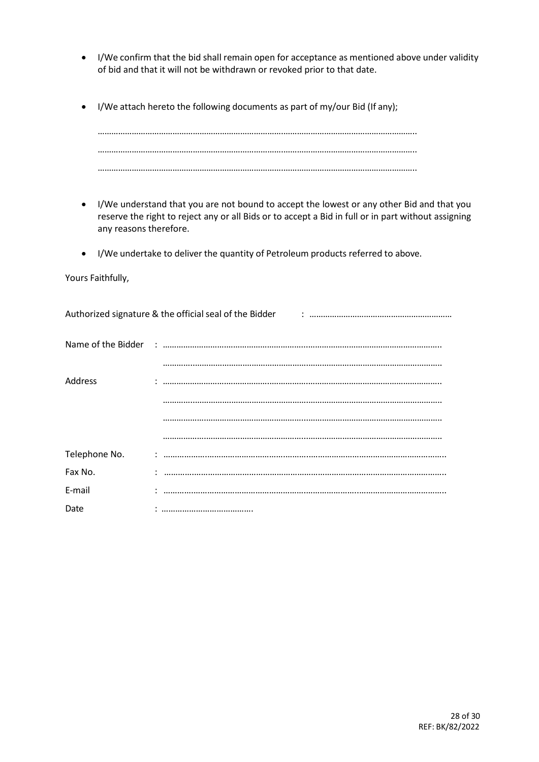- I/We confirm that the bid shall remain open for acceptance as mentioned above under validity of bid and that it will not be withdrawn or revoked prior to that date.

- I/We attach hereto the following documents as part of my/our Bid (If any);

  ……………………………………………………………………………………………………………………..
  ……………………………………………………………………………………………………………………..
  ……………………………………………………………………………………………………………………..

- I/We understand that you are not bound to accept the lowest or any other Bid and that you reserve the right to reject any or all Bids or to accept a Bid in full or in part without assigning any reasons therefore.

- I/We undertake to deliver the quantity of Petroleum products referred to above.

Yours Faithfully,

Authorized signature & the official seal of the Bidder : ………………………………………………………

Name of the Bidder : ………………………………………………………………………………………………………..
………………………………………………………………………………………………………..

Address : ………………………………………………………………………………………………………..
………………………………………………………………………………………………………..
………………………………………………………………………………………………………..
………………………………………………………………………………………………………..

Telephone No. : ………………………………………………………………………………………………………..

Fax No. : ………………………………………………………………………………………………………..

E-mail : ………………………………………………………………………………………………………..

Date : ………………………………….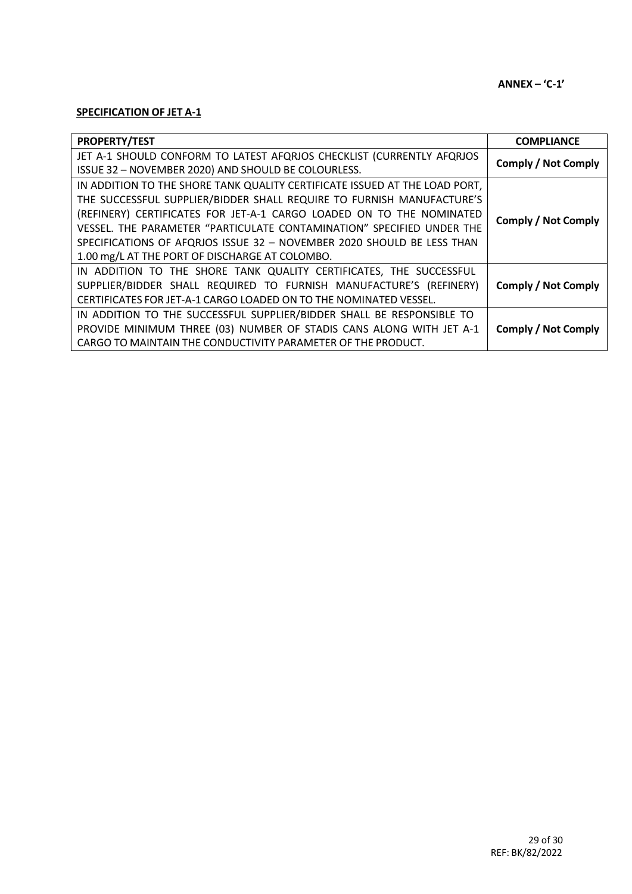**ANNEX – 'C-1'**

**SPECIFICATION OF JET A-1**

| PROPERTY/TEST | COMPLIANCE |
|---|---|
| JET A-1 SHOULD CONFORM TO LATEST AFQRJOS CHECKLIST (CURRENTLY AFQRJOS ISSUE 32 – NOVEMBER 2020) AND SHOULD BE COLOURLESS. | **Comply / Not Comply** |
| IN ADDITION TO THE SHORE TANK QUALITY CERTIFICATE ISSUED AT THE LOAD PORT, THE SUCCESSFUL SUPPLIER/BIDDER SHALL REQUIRE TO FURNISH MANUFACTURE'S (REFINERY) CERTIFICATES FOR JET-A-1 CARGO LOADED ON TO THE NOMINATED VESSEL. THE PARAMETER "PARTICULATE CONTAMINATION" SPECIFIED UNDER THE SPECIFICATIONS OF AFQRJOS ISSUE 32 – NOVEMBER 2020 SHOULD BE LESS THAN 1.00 mg/L AT THE PORT OF DISCHARGE AT COLOMBO. | **Comply / Not Comply** |
| IN ADDITION TO THE SHORE TANK QUALITY CERTIFICATES, THE SUCCESSFUL SUPPLIER/BIDDER SHALL REQUIRED TO FURNISH MANUFACTURE'S (REFINERY) CERTIFICATES FOR JET-A-1 CARGO LOADED ON TO THE NOMINATED VESSEL. | **Comply / Not Comply** |
| IN ADDITION TO THE SUCCESSFUL SUPPLIER/BIDDER SHALL BE RESPONSIBLE TO PROVIDE MINIMUM THREE (03) NUMBER OF STADIS CANS ALONG WITH JET A-1 CARGO TO MAINTAIN THE CONDUCTIVITY PARAMETER OF THE PRODUCT. | **Comply / Not Comply** |

REF: BK/82/2022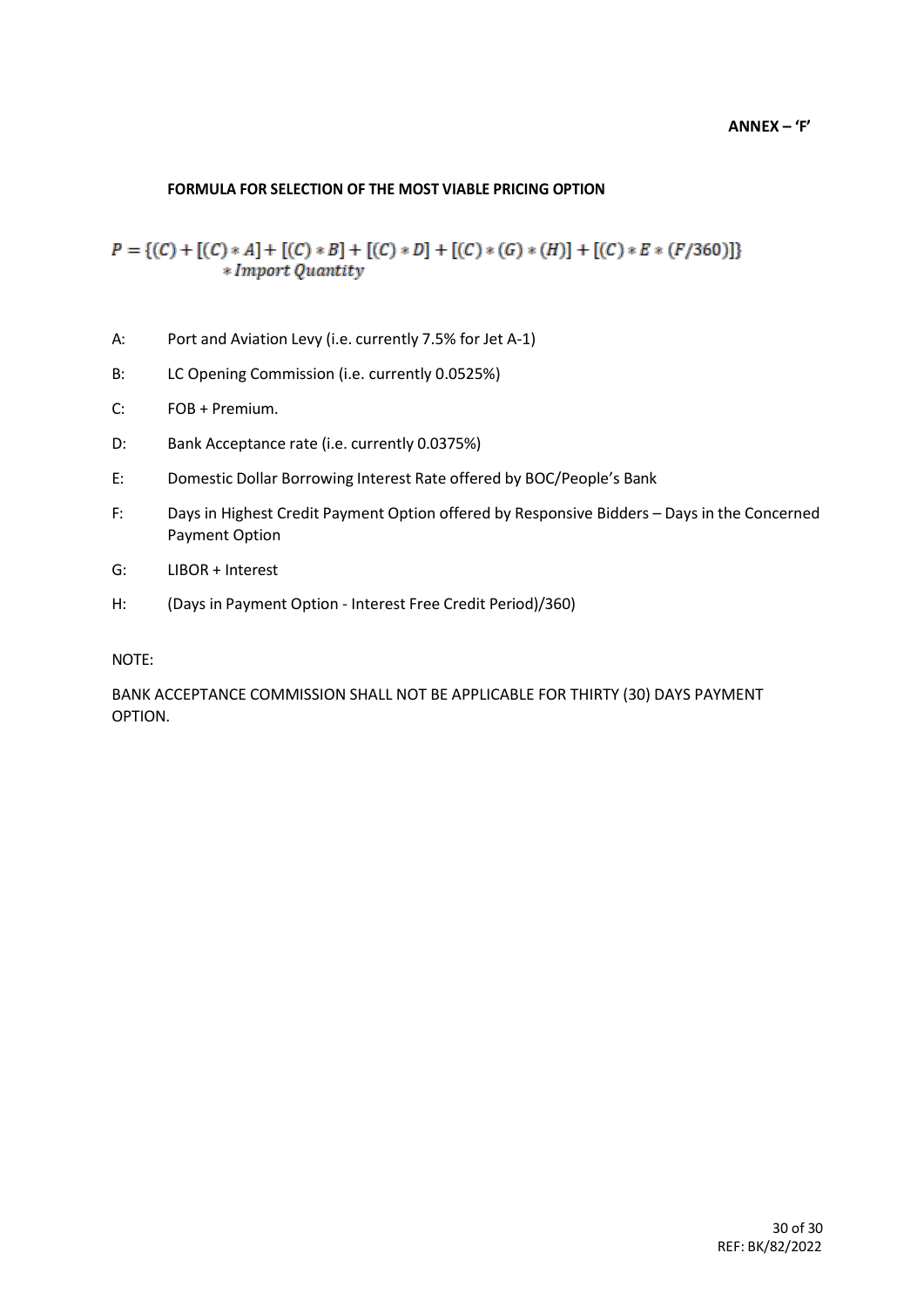**ANNEX – 'F'**

**FORMULA FOR SELECTION OF THE MOST VIABLE PRICING OPTION**

$$P = \{(C) + [(C) * A] + [(C) * B] + [(C) * D] + [(C) * (G) * (H)] + [(C) * E * (F/360)]\} * \mathit{Import\ Quantity}$$

A: Port and Aviation Levy (i.e. currently 7.5% for Jet A-1)

B: LC Opening Commission (i.e. currently 0.0525%)

C: FOB + Premium.

D: Bank Acceptance rate (i.e. currently 0.0375%)

E: Domestic Dollar Borrowing Interest Rate offered by BOC/People's Bank

F: Days in Highest Credit Payment Option offered by Responsive Bidders – Days in the Concerned Payment Option

G: LIBOR + Interest

H: (Days in Payment Option - Interest Free Credit Period)/360)

NOTE:

BANK ACCEPTANCE COMMISSION SHALL NOT BE APPLICABLE FOR THIRTY (30) DAYS PAYMENT OPTION.

REF: BK/82/2022